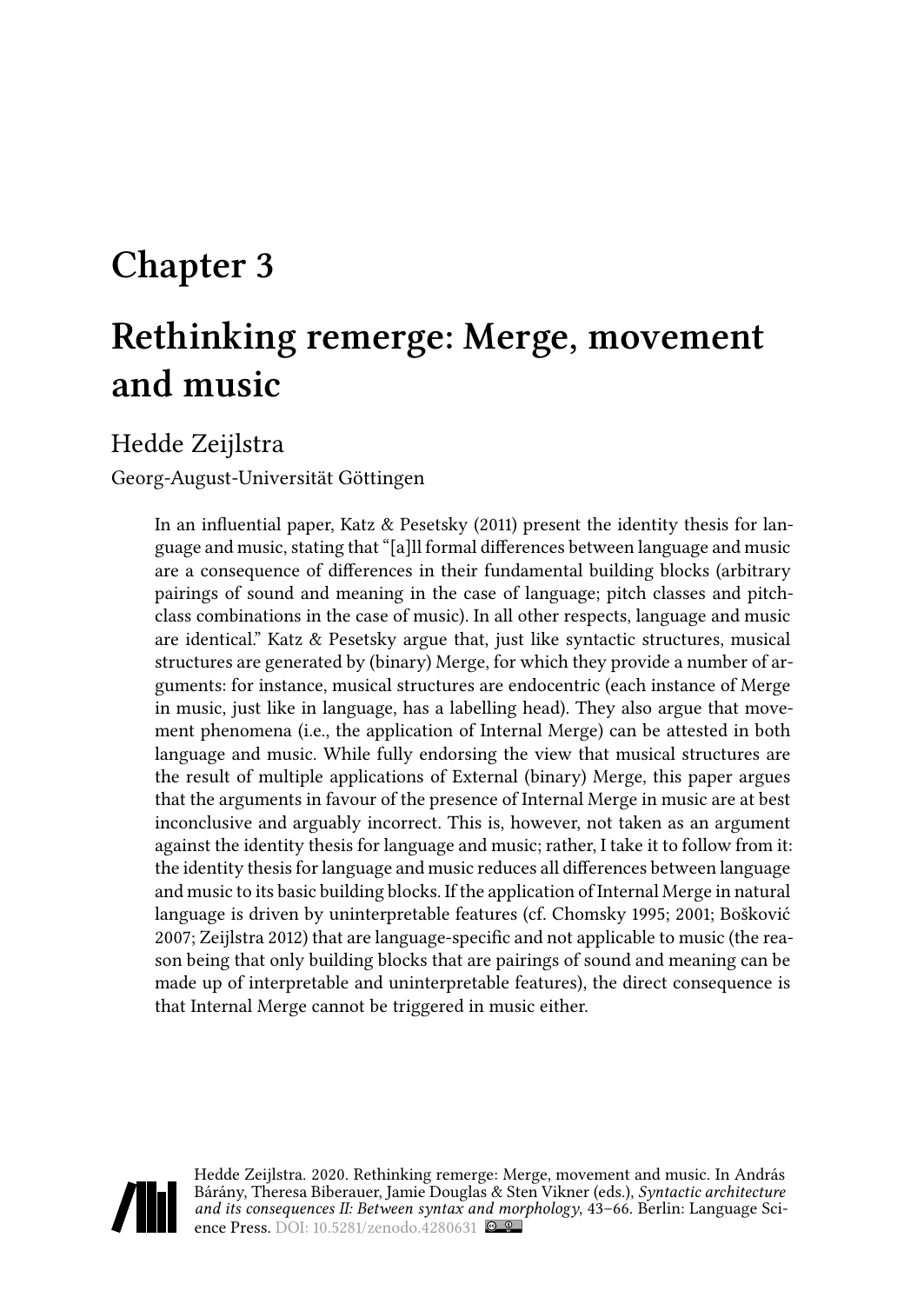# Chapter 3

# Rethinking remerge: Merge, movement and music

Hedde Zeijlstra

Georg-August-Universität Göttingen

In an influential paper, Katz & Pesetsky (2011) present the identity thesis for language and music, stating that "[a]ll formal differences between language and music are a consequence of differences in their fundamental building blocks (arbitrary pairings of sound and meaning in the case of language; pitch classes and pitch-class combinations in the case of music). In all other respects, language and music are identical." Katz & Pesetsky argue that, just like syntactic structures, musical structures are generated by (binary) Merge, for which they provide a number of arguments: for instance, musical structures are endocentric (each instance of Merge in music, just like in language, has a labelling head). They also argue that movement phenomena (i.e., the application of Internal Merge) can be attested in both language and music. While fully endorsing the view that musical structures are the result of multiple applications of External (binary) Merge, this paper argues that the arguments in favour of the presence of Internal Merge in music are at best inconclusive and arguably incorrect. This is, however, not taken as an argument against the identity thesis for language and music; rather, I take it to follow from it: the identity thesis for language and music reduces all differences between language and music to its basic building blocks. If the application of Internal Merge in natural language is driven by uninterpretable features (cf. Chomsky 1995; 2001; Bošković 2007; Zeijlstra 2012) that are language-specific and not applicable to music (the reason being that only building blocks that are pairings of sound and meaning can be made up of interpretable and uninterpretable features), the direct consequence is that Internal Merge cannot be triggered in music either.

Hedde Zeijlstra. 2020. Rethinking remerge: Merge, movement and music. In András Bárány, Theresa Biberauer, Jamie Douglas & Sten Vikner (eds.), *Syntactic architecture and its consequences II: Between syntax and morphology*, 43–66. Berlin: Language Science Press. DOI: 10.5281/zenodo.4280631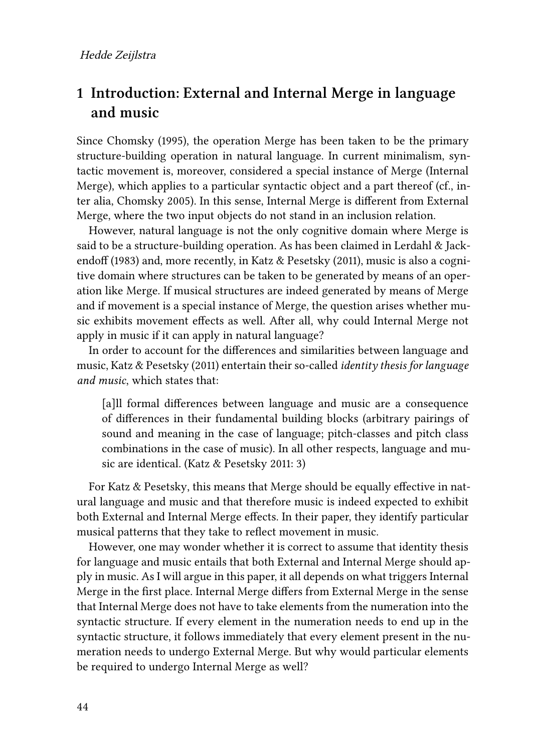## 1 Introduction: External and Internal Merge in language and music

Since Chomsky (1995), the operation Merge has been taken to be the primary structure-building operation in natural language. In current minimalism, syntactic movement is, moreover, considered a special instance of Merge (Internal Merge), which applies to a particular syntactic object and a part thereof (cf., inter alia, Chomsky 2005). In this sense, Internal Merge is different from External Merge, where the two input objects do not stand in an inclusion relation.

However, natural language is not the only cognitive domain where Merge is said to be a structure-building operation. As has been claimed in Lerdahl & Jackendoff (1983) and, more recently, in Katz & Pesetsky (2011), music is also a cognitive domain where structures can be taken to be generated by means of an operation like Merge. If musical structures are indeed generated by means of Merge and if movement is a special instance of Merge, the question arises whether music exhibits movement effects as well. After all, why could Internal Merge not apply in music if it can apply in natural language?

In order to account for the differences and similarities between language and music, Katz & Pesetsky (2011) entertain their so-called *identity thesis for language and music*, which states that:

> [a]ll formal differences between language and music are a consequence of differences in their fundamental building blocks (arbitrary pairings of sound and meaning in the case of language; pitch-classes and pitch class combinations in the case of music). In all other respects, language and music are identical. (Katz & Pesetsky 2011: 3)

For Katz & Pesetsky, this means that Merge should be equally effective in natural language and music and that therefore music is indeed expected to exhibit both External and Internal Merge effects. In their paper, they identify particular musical patterns that they take to reflect movement in music.

However, one may wonder whether it is correct to assume that identity thesis for language and music entails that both External and Internal Merge should apply in music. As I will argue in this paper, it all depends on what triggers Internal Merge in the first place. Internal Merge differs from External Merge in the sense that Internal Merge does not have to take elements from the numeration into the syntactic structure. If every element in the numeration needs to end up in the syntactic structure, it follows immediately that every element present in the numeration needs to undergo External Merge. But why would particular elements be required to undergo Internal Merge as well?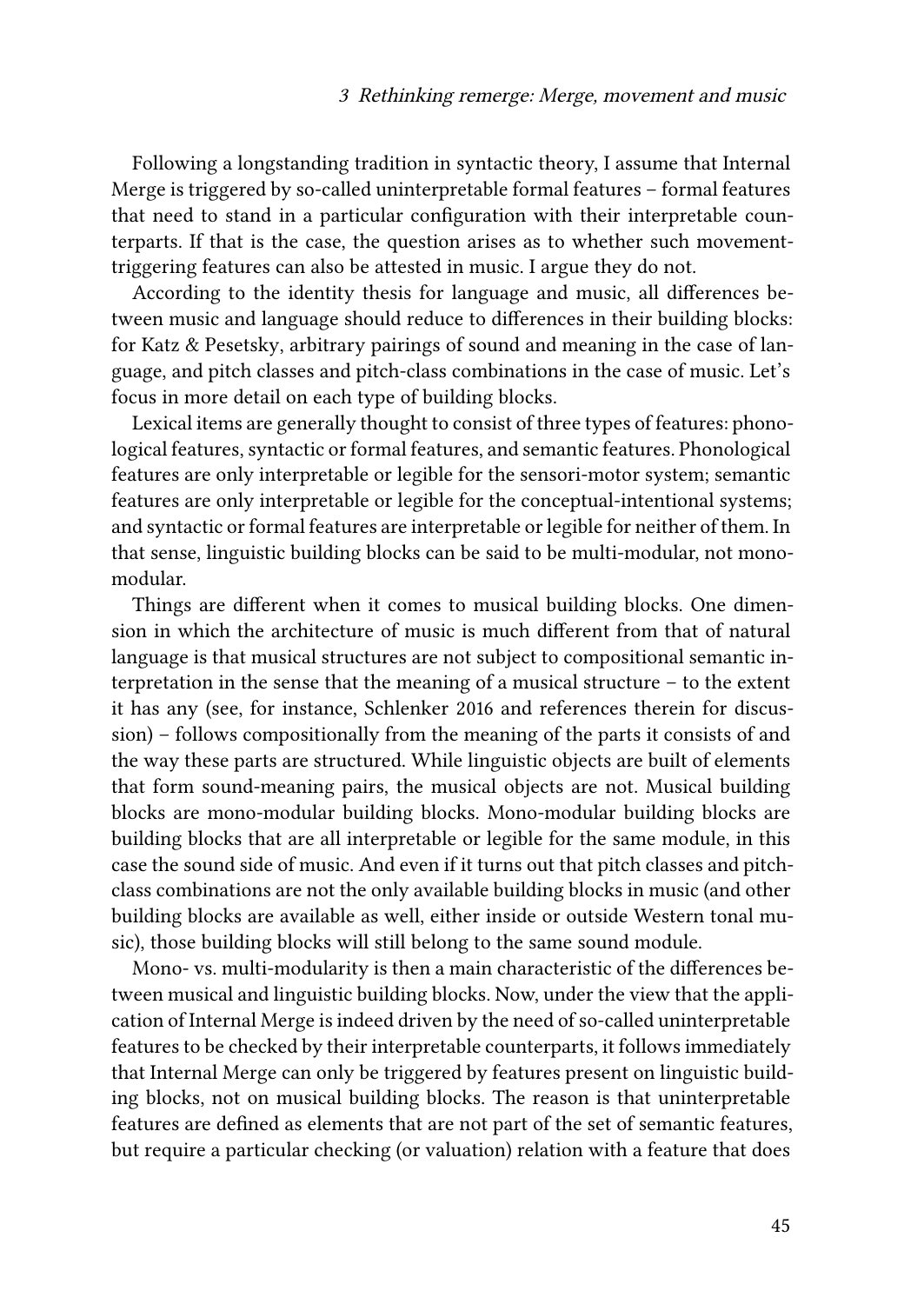Following a longstanding tradition in syntactic theory, I assume that Internal Merge is triggered by so-called uninterpretable formal features – formal features that need to stand in a particular configuration with their interpretable counterparts. If that is the case, the question arises as to whether such movement-triggering features can also be attested in music. I argue they do not.

According to the identity thesis for language and music, all differences between music and language should reduce to differences in their building blocks: for Katz & Pesetsky, arbitrary pairings of sound and meaning in the case of language, and pitch classes and pitch-class combinations in the case of music. Let's focus in more detail on each type of building blocks.

Lexical items are generally thought to consist of three types of features: phonological features, syntactic or formal features, and semantic features. Phonological features are only interpretable or legible for the sensori-motor system; semantic features are only interpretable or legible for the conceptual-intentional systems; and syntactic or formal features are interpretable or legible for neither of them. In that sense, linguistic building blocks can be said to be multi-modular, not mono-modular.

Things are different when it comes to musical building blocks. One dimension in which the architecture of music is much different from that of natural language is that musical structures are not subject to compositional semantic interpretation in the sense that the meaning of a musical structure – to the extent it has any (see, for instance, Schlenker 2016 and references therein for discussion) – follows compositionally from the meaning of the parts it consists of and the way these parts are structured. While linguistic objects are built of elements that form sound-meaning pairs, the musical objects are not. Musical building blocks are mono-modular building blocks. Mono-modular building blocks are building blocks that are all interpretable or legible for the same module, in this case the sound side of music. And even if it turns out that pitch classes and pitch-class combinations are not the only available building blocks in music (and other building blocks are available as well, either inside or outside Western tonal music), those building blocks will still belong to the same sound module.

Mono- vs. multi-modularity is then a main characteristic of the differences between musical and linguistic building blocks. Now, under the view that the application of Internal Merge is indeed driven by the need of so-called uninterpretable features to be checked by their interpretable counterparts, it follows immediately that Internal Merge can only be triggered by features present on linguistic building blocks, not on musical building blocks. The reason is that uninterpretable features are defined as elements that are not part of the set of semantic features, but require a particular checking (or valuation) relation with a feature that does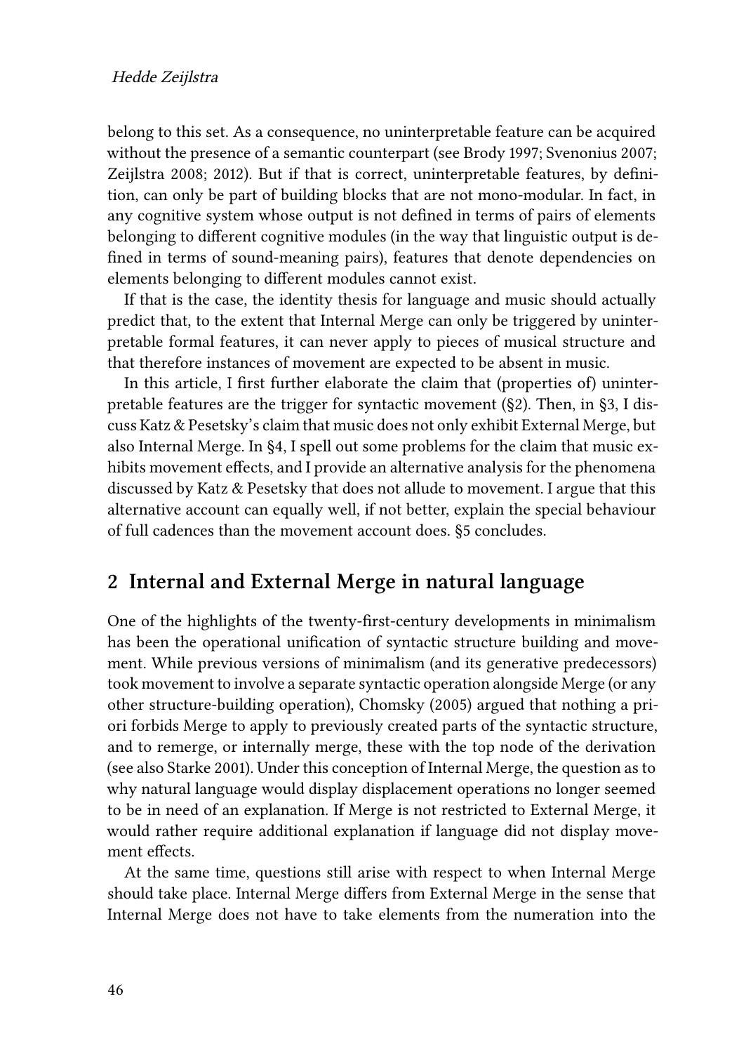belong to this set. As a consequence, no uninterpretable feature can be acquired without the presence of a semantic counterpart (see Brody 1997; Svenonius 2007; Zeijlstra 2008; 2012). But if that is correct, uninterpretable features, by definition, can only be part of building blocks that are not mono-modular. In fact, in any cognitive system whose output is not defined in terms of pairs of elements belonging to different cognitive modules (in the way that linguistic output is defined in terms of sound-meaning pairs), features that denote dependencies on elements belonging to different modules cannot exist.

If that is the case, the identity thesis for language and music should actually predict that, to the extent that Internal Merge can only be triggered by uninterpretable formal features, it can never apply to pieces of musical structure and that therefore instances of movement are expected to be absent in music.

In this article, I first further elaborate the claim that (properties of) uninterpretable features are the trigger for syntactic movement (§2). Then, in §3, I discuss Katz & Pesetsky's claim that music does not only exhibit External Merge, but also Internal Merge. In §4, I spell out some problems for the claim that music exhibits movement effects, and I provide an alternative analysis for the phenomena discussed by Katz & Pesetsky that does not allude to movement. I argue that this alternative account can equally well, if not better, explain the special behaviour of full cadences than the movement account does. §5 concludes.

## 2 Internal and External Merge in natural language

One of the highlights of the twenty-first-century developments in minimalism has been the operational unification of syntactic structure building and movement. While previous versions of minimalism (and its generative predecessors) took movement to involve a separate syntactic operation alongside Merge (or any other structure-building operation), Chomsky (2005) argued that nothing a priori forbids Merge to apply to previously created parts of the syntactic structure, and to remerge, or internally merge, these with the top node of the derivation (see also Starke 2001). Under this conception of Internal Merge, the question as to why natural language would display displacement operations no longer seemed to be in need of an explanation. If Merge is not restricted to External Merge, it would rather require additional explanation if language did not display movement effects.

At the same time, questions still arise with respect to when Internal Merge should take place. Internal Merge differs from External Merge in the sense that Internal Merge does not have to take elements from the numeration into the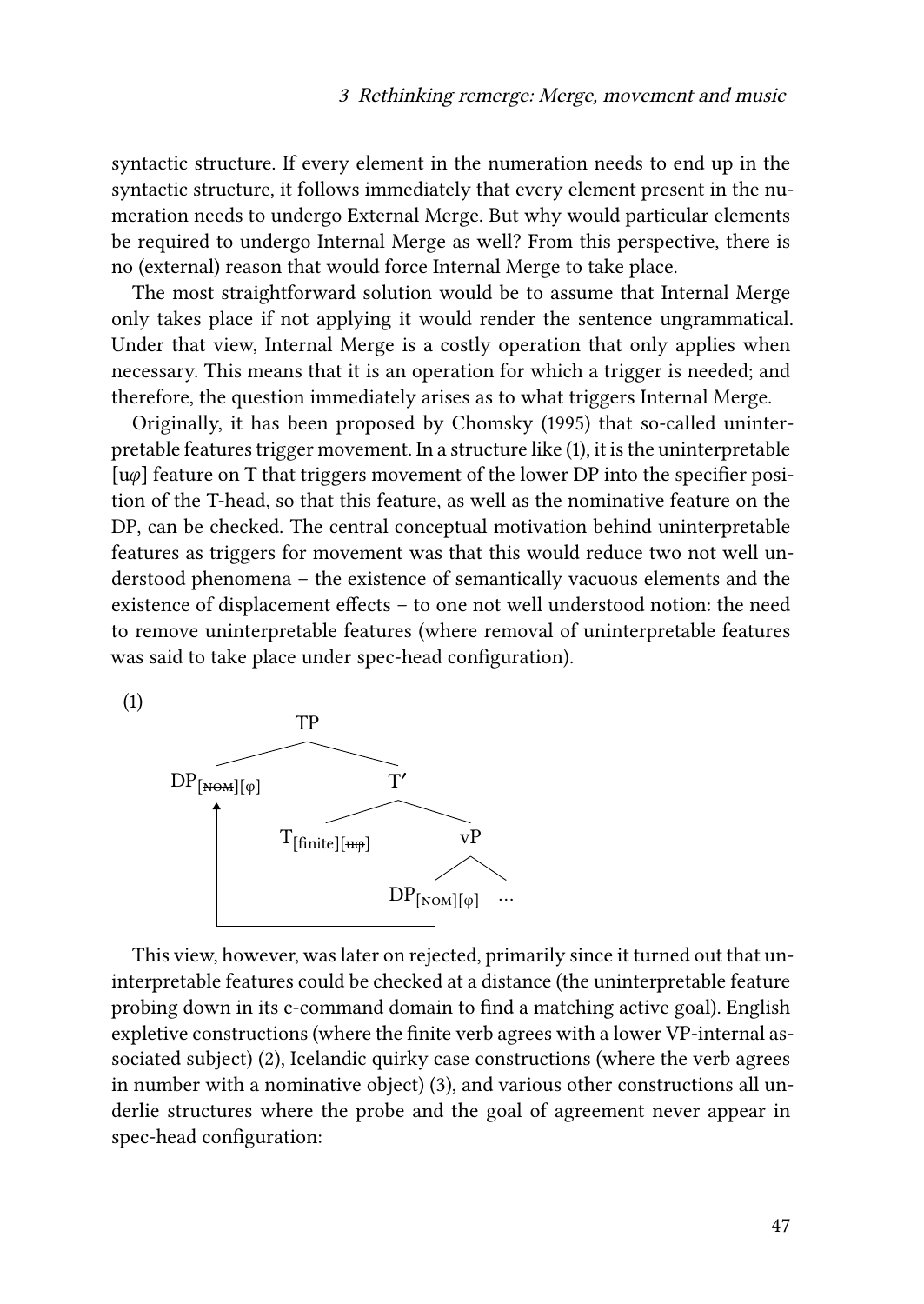syntactic structure. If every element in the numeration needs to end up in the syntactic structure, it follows immediately that every element present in the numeration needs to undergo External Merge. But why would particular elements be required to undergo Internal Merge as well? From this perspective, there is no (external) reason that would force Internal Merge to take place.

The most straightforward solution would be to assume that Internal Merge only takes place if not applying it would render the sentence ungrammatical. Under that view, Internal Merge is a costly operation that only applies when necessary. This means that it is an operation for which a trigger is needed; and therefore, the question immediately arises as to what triggers Internal Merge.

Originally, it has been proposed by Chomsky (1995) that so-called uninterpretable features trigger movement. In a structure like (1), it is the uninterpretable [u$\varphi$] feature on T that triggers movement of the lower DP into the specifier position of the T-head, so that this feature, as well as the nominative feature on the DP, can be checked. The central conceptual motivation behind uninterpretable features as triggers for movement was that this would reduce two not well understood phenomena – the existence of semantically vacuous elements and the existence of displacement effects – to one not well understood notion: the need to remove uninterpretable features (where removal of uninterpretable features was said to take place under spec-head configuration).

(1)

```
TP
├── DP[~~NOM~~][φ]   ←──────────────┐
└── T′                               │
    ├── T[finite][~~uφ~~]            │
    └── vP                           │
        ├── DP[NOM][φ]  ─────────────┘
        └── …
```

This view, however, was later on rejected, primarily since it turned out that uninterpretable features could be checked at a distance (the uninterpretable feature probing down in its c-command domain to find a matching active goal). English expletive constructions (where the finite verb agrees with a lower VP-internal associated subject) (2), Icelandic quirky case constructions (where the verb agrees in number with a nominative object) (3), and various other constructions all underlie structures where the probe and the goal of agreement never appear in spec-head configuration: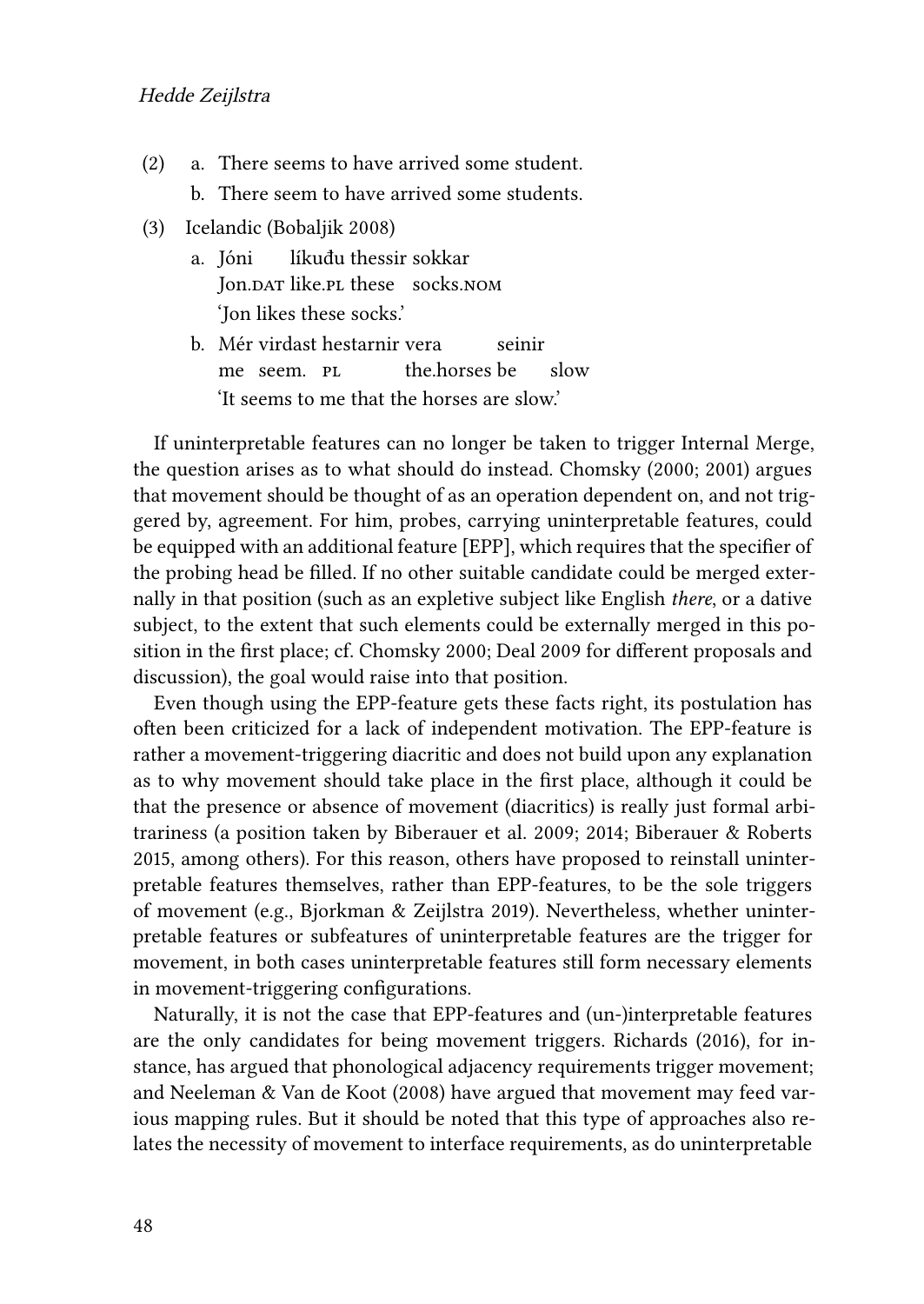(2) a. There seems to have arrived some student.

  b. There seem to have arrived some students.

(3) Icelandic (Bobaljik 2008)

  a. Jóni líkuðu thessir sokkar  
   Jon.DAT like.PL these socks.NOM  
   'Jon likes these socks.'

  b. Mér virdast hestarnir vera seinir  
   me seem. PL the.horses be slow  
   'It seems to me that the horses are slow.'

If uninterpretable features can no longer be taken to trigger Internal Merge, the question arises as to what should do instead. Chomsky (2000; 2001) argues that movement should be thought of as an operation dependent on, and not triggered by, agreement. For him, probes, carrying uninterpretable features, could be equipped with an additional feature [EPP], which requires that the specifier of the probing head be filled. If no other suitable candidate could be merged externally in that position (such as an expletive subject like English *there*, or a dative subject, to the extent that such elements could be externally merged in this position in the first place; cf. Chomsky 2000; Deal 2009 for different proposals and discussion), the goal would raise into that position.

Even though using the EPP-feature gets these facts right, its postulation has often been criticized for a lack of independent motivation. The EPP-feature is rather a movement-triggering diacritic and does not build upon any explanation as to why movement should take place in the first place, although it could be that the presence or absence of movement (diacritics) is really just formal arbitrariness (a position taken by Biberauer et al. 2009; 2014; Biberauer & Roberts 2015, among others). For this reason, others have proposed to reinstall uninterpretable features themselves, rather than EPP-features, to be the sole triggers of movement (e.g., Bjorkman & Zeijlstra 2019). Nevertheless, whether uninterpretable features or subfeatures of uninterpretable features are the trigger for movement, in both cases uninterpretable features still form necessary elements in movement-triggering configurations.

Naturally, it is not the case that EPP-features and (un-)interpretable features are the only candidates for being movement triggers. Richards (2016), for instance, has argued that phonological adjacency requirements trigger movement; and Neeleman & Van de Koot (2008) have argued that movement may feed various mapping rules. But it should be noted that this type of approaches also relates the necessity of movement to interface requirements, as do uninterpretable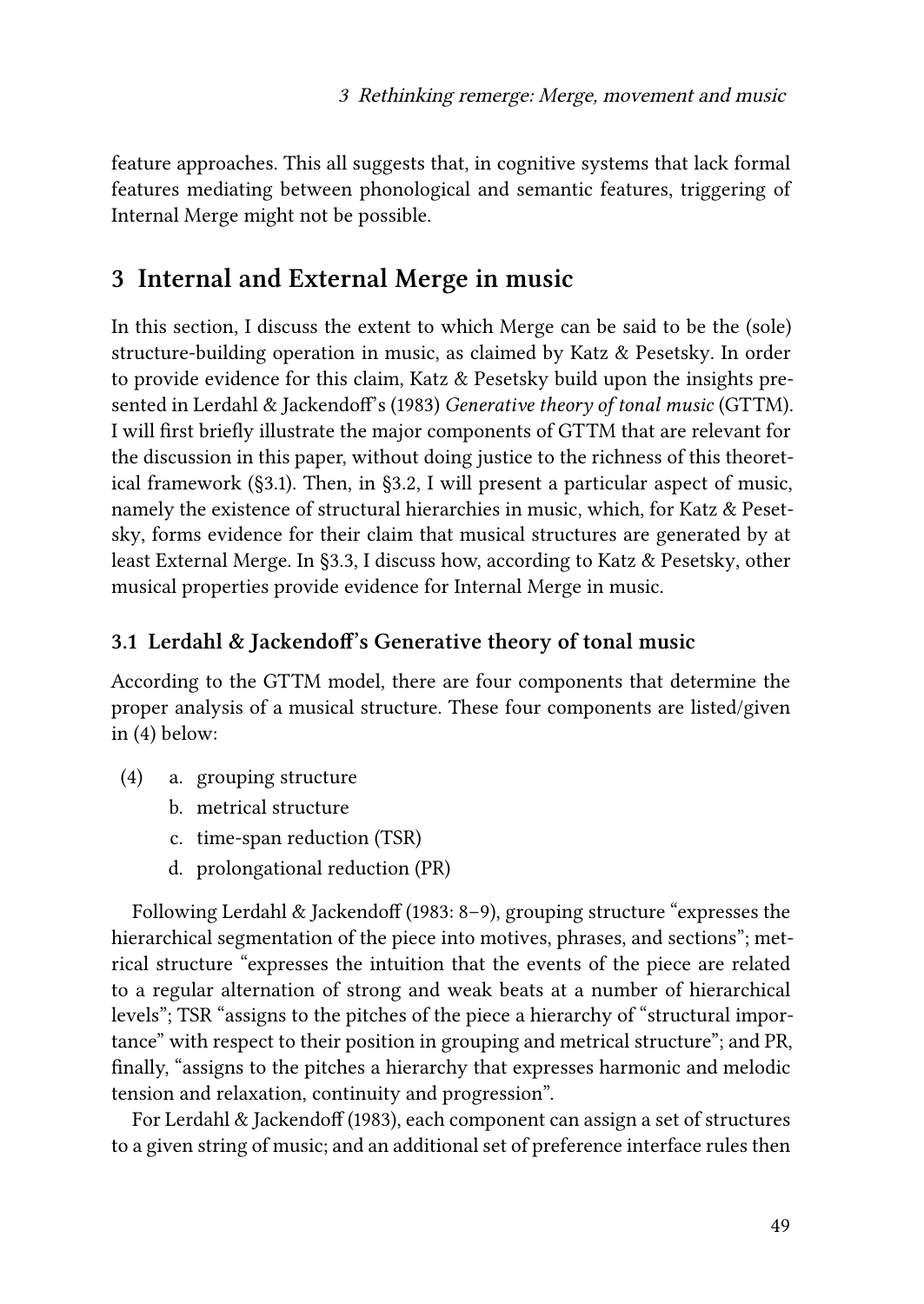feature approaches. This all suggests that, in cognitive systems that lack formal features mediating between phonological and semantic features, triggering of Internal Merge might not be possible.

## 3 Internal and External Merge in music

In this section, I discuss the extent to which Merge can be said to be the (sole) structure-building operation in music, as claimed by Katz & Pesetsky. In order to provide evidence for this claim, Katz & Pesetsky build upon the insights presented in Lerdahl & Jackendoff's (1983) *Generative theory of tonal music* (GTTM). I will first briefly illustrate the major components of GTTM that are relevant for the discussion in this paper, without doing justice to the richness of this theoretical framework (§3.1). Then, in §3.2, I will present a particular aspect of music, namely the existence of structural hierarchies in music, which, for Katz & Pesetsky, forms evidence for their claim that musical structures are generated by at least External Merge. In §3.3, I discuss how, according to Katz & Pesetsky, other musical properties provide evidence for Internal Merge in music.

### 3.1 Lerdahl & Jackendoff's Generative theory of tonal music

According to the GTTM model, there are four components that determine the proper analysis of a musical structure. These four components are listed/given in (4) below:

(4)
   a. grouping structure
   b. metrical structure
   c. time-span reduction (TSR)
   d. prolongational reduction (PR)

Following Lerdahl & Jackendoff (1983: 8–9), grouping structure "expresses the hierarchical segmentation of the piece into motives, phrases, and sections"; metrical structure "expresses the intuition that the events of the piece are related to a regular alternation of strong and weak beats at a number of hierarchical levels"; TSR "assigns to the pitches of the piece a hierarchy of "structural importance" with respect to their position in grouping and metrical structure"; and PR, finally, "assigns to the pitches a hierarchy that expresses harmonic and melodic tension and relaxation, continuity and progression".

For Lerdahl & Jackendoff (1983), each component can assign a set of structures to a given string of music; and an additional set of preference interface rules then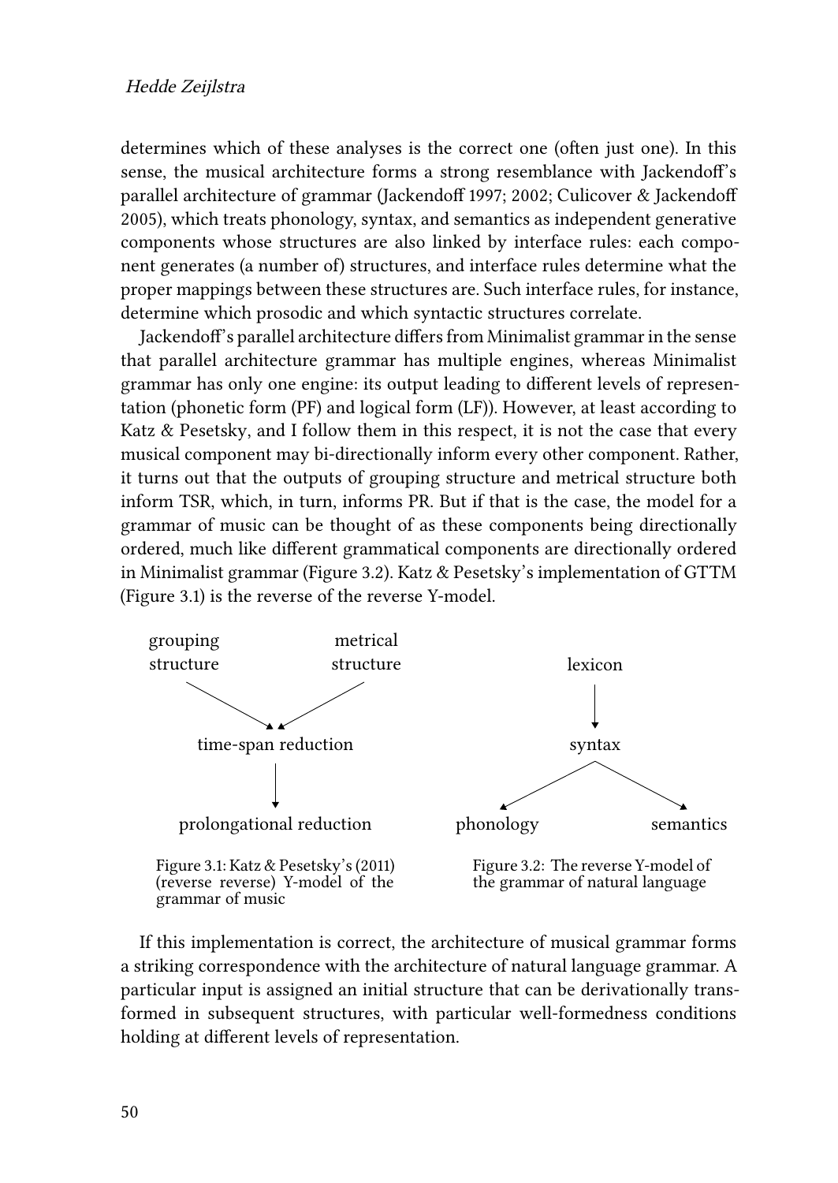determines which of these analyses is the correct one (often just one). In this sense, the musical architecture forms a strong resemblance with Jackendoff's parallel architecture of grammar (Jackendoff 1997; 2002; Culicover & Jackendoff 2005), which treats phonology, syntax, and semantics as independent generative components whose structures are also linked by interface rules: each component generates (a number of) structures, and interface rules determine what the proper mappings between these structures are. Such interface rules, for instance, determine which prosodic and which syntactic structures correlate.

Jackendoff's parallel architecture differs from Minimalist grammar in the sense that parallel architecture grammar has multiple engines, whereas Minimalist grammar has only one engine: its output leading to different levels of representation (phonetic form (PF) and logical form (LF)). However, at least according to Katz & Pesetsky, and I follow them in this respect, it is not the case that every musical component may bi-directionally inform every other component. Rather, it turns out that the outputs of grouping structure and metrical structure both inform TSR, which, in turn, informs PR. But if that is the case, the model for a grammar of music can be thought of as these components being directionally ordered, much like different grammatical components are directionally ordered in Minimalist grammar (Figure 3.2). Katz & Pesetsky's implementation of GTTM (Figure 3.1) is the reverse of the reverse Y-model.

```
grouping        metrical
structure       structure
      \           /
       v         v
  time-span reduction
           |
           v
 prolongational reduction
```

Figure 3.1: Katz & Pesetsky's (2011) (reverse reverse) Y-model of the grammar of music

```
          lexicon
             |
             v
           syntax
          /      \
         v        v
  phonology      semantics
```

Figure 3.2: The reverse Y-model of the grammar of natural language

If this implementation is correct, the architecture of musical grammar forms a striking correspondence with the architecture of natural language grammar. A particular input is assigned an initial structure that can be derivationally transformed in subsequent structures, with particular well-formedness conditions holding at different levels of representation.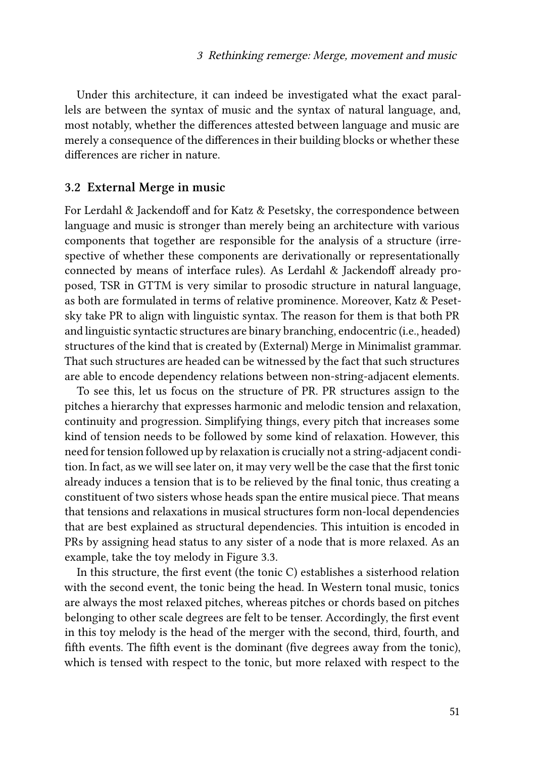Under this architecture, it can indeed be investigated what the exact parallels are between the syntax of music and the syntax of natural language, and, most notably, whether the differences attested between language and music are merely a consequence of the differences in their building blocks or whether these differences are richer in nature.

### 3.2 External Merge in music

For Lerdahl & Jackendoff and for Katz & Pesetsky, the correspondence between language and music is stronger than merely being an architecture with various components that together are responsible for the analysis of a structure (irrespective of whether these components are derivationally or representationally connected by means of interface rules). As Lerdahl & Jackendoff already proposed, TSR in GTTM is very similar to prosodic structure in natural language, as both are formulated in terms of relative prominence. Moreover, Katz & Pesetsky take PR to align with linguistic syntax. The reason for them is that both PR and linguistic syntactic structures are binary branching, endocentric (i.e., headed) structures of the kind that is created by (External) Merge in Minimalist grammar. That such structures are headed can be witnessed by the fact that such structures are able to encode dependency relations between non-string-adjacent elements.

To see this, let us focus on the structure of PR. PR structures assign to the pitches a hierarchy that expresses harmonic and melodic tension and relaxation, continuity and progression. Simplifying things, every pitch that increases some kind of tension needs to be followed by some kind of relaxation. However, this need for tension followed up by relaxation is crucially not a string-adjacent condition. In fact, as we will see later on, it may very well be the case that the first tonic already induces a tension that is to be relieved by the final tonic, thus creating a constituent of two sisters whose heads span the entire musical piece. That means that tensions and relaxations in musical structures form non-local dependencies that are best explained as structural dependencies. This intuition is encoded in PRs by assigning head status to any sister of a node that is more relaxed. As an example, take the toy melody in Figure 3.3.

In this structure, the first event (the tonic C) establishes a sisterhood relation with the second event, the tonic being the head. In Western tonal music, tonics are always the most relaxed pitches, whereas pitches or chords based on pitches belonging to other scale degrees are felt to be tenser. Accordingly, the first event in this toy melody is the head of the merger with the second, third, fourth, and fifth events. The fifth event is the dominant (five degrees away from the tonic), which is tensed with respect to the tonic, but more relaxed with respect to the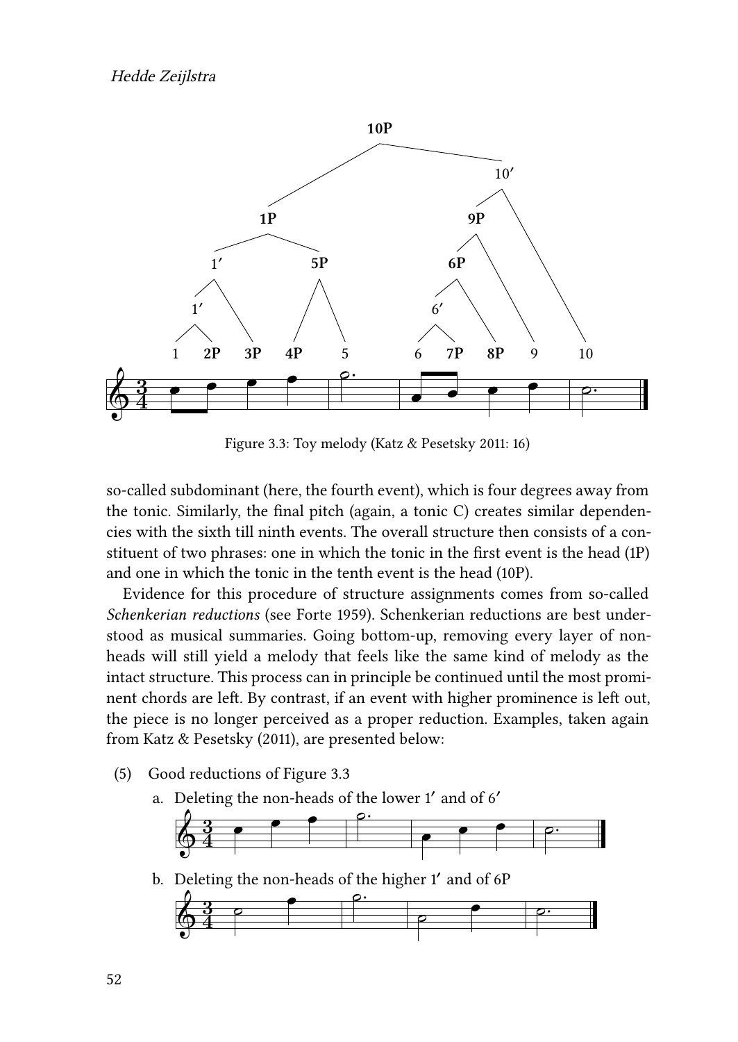Figure 3.3: Toy melody (Katz & Pesetsky 2011: 16)

so-called subdominant (here, the fourth event), which is four degrees away from the tonic. Similarly, the final pitch (again, a tonic C) creates similar dependencies with the sixth till ninth events. The overall structure then consists of a constituent of two phrases: one in which the tonic in the first event is the head (1P) and one in which the tonic in the tenth event is the head (10P).

Evidence for this procedure of structure assignments comes from so-called *Schenkerian reductions* (see Forte 1959). Schenkerian reductions are best understood as musical summaries. Going bottom-up, removing every layer of non-heads will still yield a melody that feels like the same kind of melody as the intact structure. This process can in principle be continued until the most prominent chords are left. By contrast, if an event with higher prominence is left out, the piece is no longer perceived as a proper reduction. Examples, taken again from Katz & Pesetsky (2011), are presented below:

(5) Good reductions of Figure 3.3

a. Deleting the non-heads of the lower 1′ and of 6′

b. Deleting the non-heads of the higher 1′ and of 6P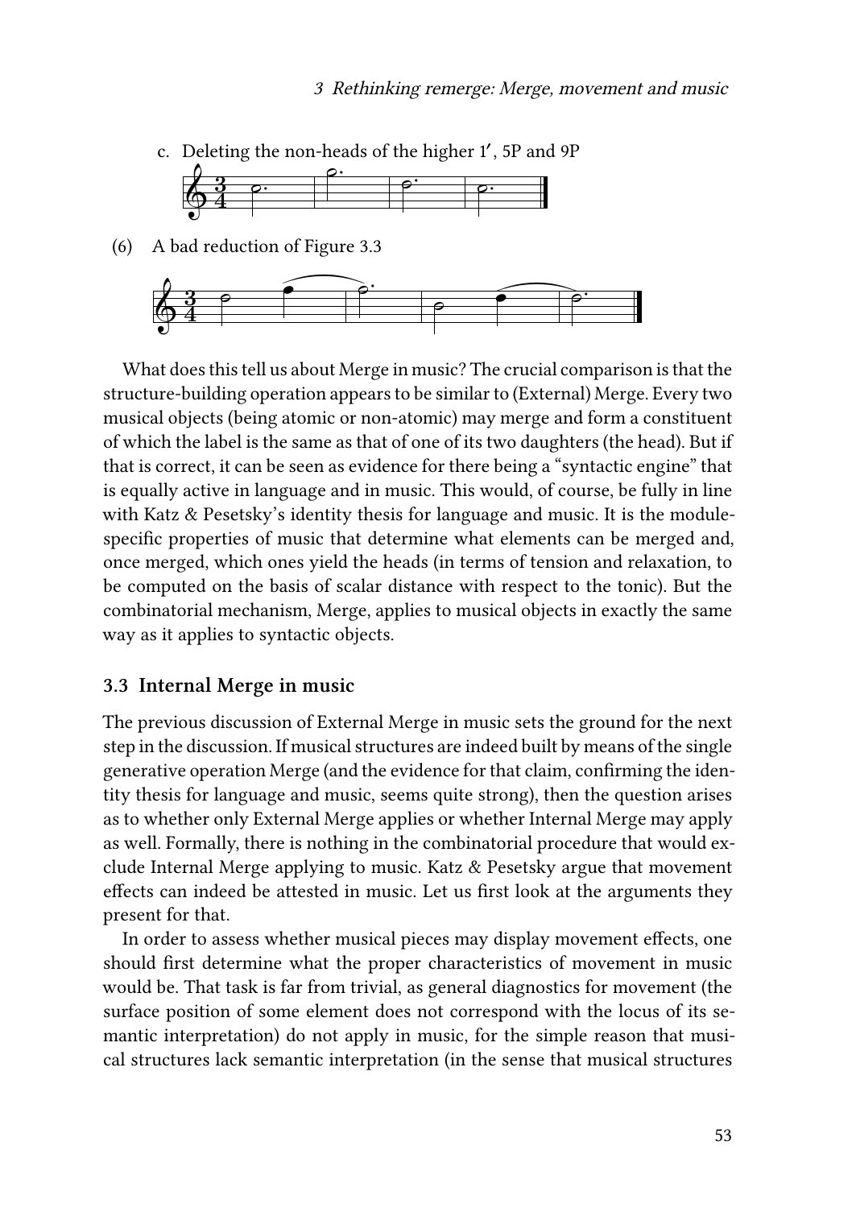c. Deleting the non-heads of the higher 1′, 5P and 9P

(6) A bad reduction of Figure 3.3

What does this tell us about Merge in music? The crucial comparison is that the structure-building operation appears to be similar to (External) Merge. Every two musical objects (being atomic or non-atomic) may merge and form a constituent of which the label is the same as that of one of its two daughters (the head). But if that is correct, it can be seen as evidence for there being a "syntactic engine" that is equally active in language and in music. This would, of course, be fully in line with Katz & Pesetsky's identity thesis for language and music. It is the module-specific properties of music that determine what elements can be merged and, once merged, which ones yield the heads (in terms of tension and relaxation, to be computed on the basis of scalar distance with respect to the tonic). But the combinatorial mechanism, Merge, applies to musical objects in exactly the same way as it applies to syntactic objects.

## 3.3 Internal Merge in music

The previous discussion of External Merge in music sets the ground for the next step in the discussion. If musical structures are indeed built by means of the single generative operation Merge (and the evidence for that claim, confirming the identity thesis for language and music, seems quite strong), then the question arises as to whether only External Merge applies or whether Internal Merge may apply as well. Formally, there is nothing in the combinatorial procedure that would exclude Internal Merge applying to music. Katz & Pesetsky argue that movement effects can indeed be attested in music. Let us first look at the arguments they present for that.

In order to assess whether musical pieces may display movement effects, one should first determine what the proper characteristics of movement in music would be. That task is far from trivial, as general diagnostics for movement (the surface position of some element does not correspond with the locus of its semantic interpretation) do not apply in music, for the simple reason that musical structures lack semantic interpretation (in the sense that musical structures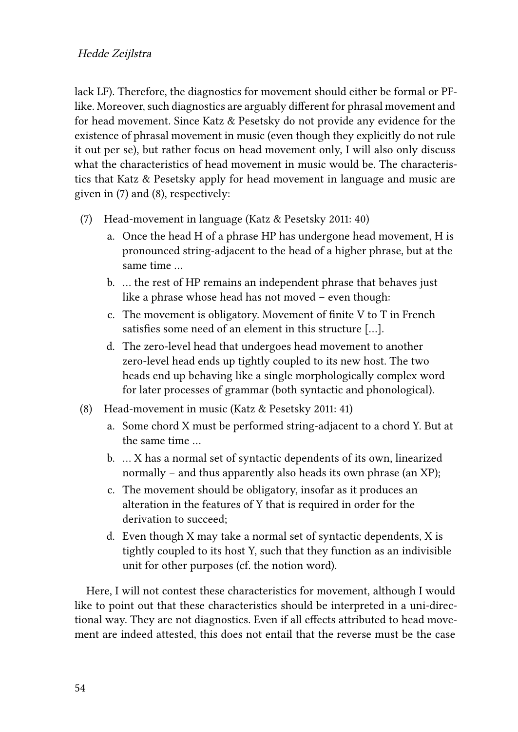lack LF). Therefore, the diagnostics for movement should either be formal or PF-like. Moreover, such diagnostics are arguably different for phrasal movement and for head movement. Since Katz & Pesetsky do not provide any evidence for the existence of phrasal movement in music (even though they explicitly do not rule it out per se), but rather focus on head movement only, I will also only discuss what the characteristics of head movement in music would be. The characteristics that Katz & Pesetsky apply for head movement in language and music are given in (7) and (8), respectively:

(7) Head-movement in language (Katz & Pesetsky 2011: 40)

   a. Once the head H of a phrase HP has undergone head movement, H is pronounced string-adjacent to the head of a higher phrase, but at the same time …
   b. … the rest of HP remains an independent phrase that behaves just like a phrase whose head has not moved – even though:
   c. The movement is obligatory. Movement of finite V to T in French satisfies some need of an element in this structure […].
   d. The zero-level head that undergoes head movement to another zero-level head ends up tightly coupled to its new host. The two heads end up behaving like a single morphologically complex word for later processes of grammar (both syntactic and phonological).

(8) Head-movement in music (Katz & Pesetsky 2011: 41)

   a. Some chord X must be performed string-adjacent to a chord Y. But at the same time …
   b. … X has a normal set of syntactic dependents of its own, linearized normally – and thus apparently also heads its own phrase (an XP);
   c. The movement should be obligatory, insofar as it produces an alteration in the features of Y that is required in order for the derivation to succeed;
   d. Even though X may take a normal set of syntactic dependents, X is tightly coupled to its host Y, such that they function as an indivisible unit for other purposes (cf. the notion word).

Here, I will not contest these characteristics for movement, although I would like to point out that these characteristics should be interpreted in a uni-directional way. They are not diagnostics. Even if all effects attributed to head movement are indeed attested, this does not entail that the reverse must be the case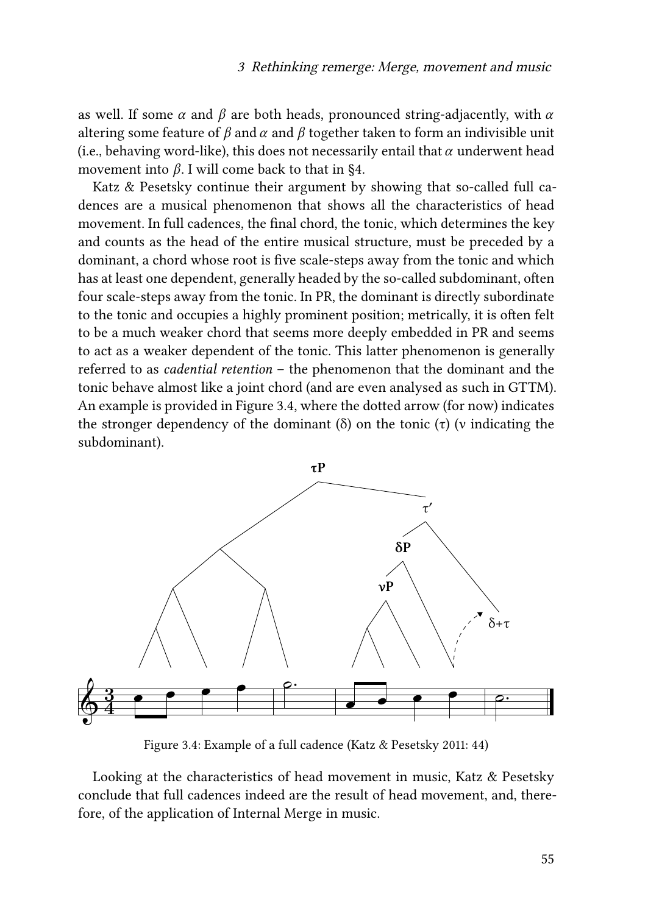as well. If some $\alpha$ and $\beta$ are both heads, pronounced string-adjacently, with $\alpha$ altering some feature of $\beta$ and $\alpha$ and $\beta$ together taken to form an indivisible unit (i.e., behaving word-like), this does not necessarily entail that $\alpha$ underwent head movement into $\beta$. I will come back to that in §4.

Katz & Pesetsky continue their argument by showing that so-called full cadences are a musical phenomenon that shows all the characteristics of head movement. In full cadences, the final chord, the tonic, which determines the key and counts as the head of the entire musical structure, must be preceded by a dominant, a chord whose root is five scale-steps away from the tonic and which has at least one dependent, generally headed by the so-called subdominant, often four scale-steps away from the tonic. In PR, the dominant is directly subordinate to the tonic and occupies a highly prominent position; metrically, it is often felt to be a much weaker chord that seems more deeply embedded in PR and seems to act as a weaker dependent of the tonic. This latter phenomenon is generally referred to as *cadential retention* – the phenomenon that the dominant and the tonic behave almost like a joint chord (and are even analysed as such in GTTM). An example is provided in Figure 3.4, where the dotted arrow (for now) indicates the stronger dependency of the dominant (δ) on the tonic (τ) (ν indicating the subdominant).

Figure 3.4: Example of a full cadence (Katz & Pesetsky 2011: 44)

Looking at the characteristics of head movement in music, Katz & Pesetsky conclude that full cadences indeed are the result of head movement, and, therefore, of the application of Internal Merge in music.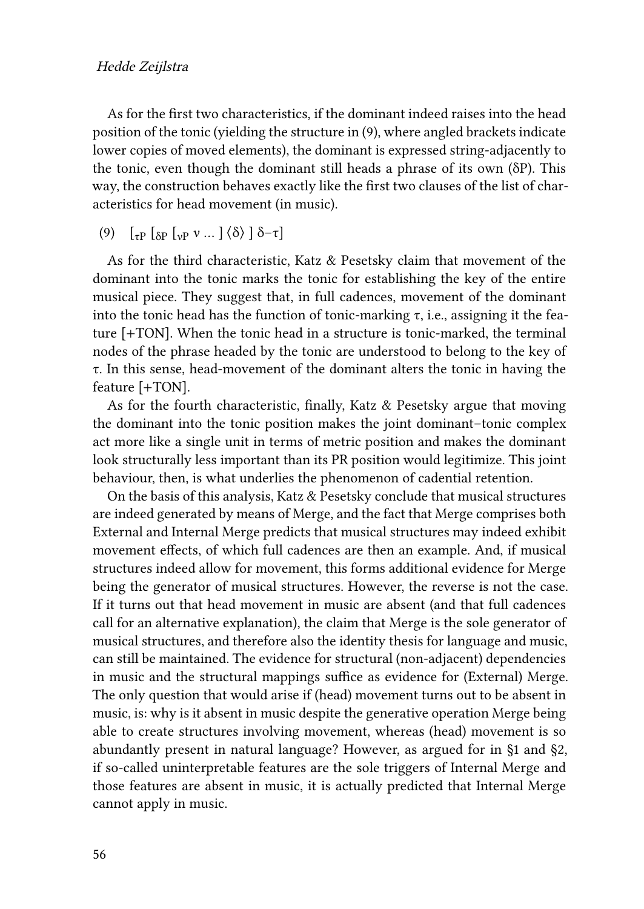As for the first two characteristics, if the dominant indeed raises into the head position of the tonic (yielding the structure in (9), where angled brackets indicate lower copies of moved elements), the dominant is expressed string-adjacently to the tonic, even though the dominant still heads a phrase of its own (δP). This way, the construction behaves exactly like the first two clauses of the list of characteristics for head movement (in music).

(9) $[_{\tau P}\ [_{\delta P}\ [_{\nu P}\ \nu \ldots\ ]\ \langle\delta\rangle\ ]\ \delta\text{–}\tau]$

As for the third characteristic, Katz & Pesetsky claim that movement of the dominant into the tonic marks the tonic for establishing the key of the entire musical piece. They suggest that, in full cadences, movement of the dominant into the tonic head has the function of tonic-marking τ, i.e., assigning it the feature [+TON]. When the tonic head in a structure is tonic-marked, the terminal nodes of the phrase headed by the tonic are understood to belong to the key of τ. In this sense, head-movement of the dominant alters the tonic in having the feature [+TON].

As for the fourth characteristic, finally, Katz & Pesetsky argue that moving the dominant into the tonic position makes the joint dominant–tonic complex act more like a single unit in terms of metric position and makes the dominant look structurally less important than its PR position would legitimize. This joint behaviour, then, is what underlies the phenomenon of cadential retention.

On the basis of this analysis, Katz & Pesetsky conclude that musical structures are indeed generated by means of Merge, and the fact that Merge comprises both External and Internal Merge predicts that musical structures may indeed exhibit movement effects, of which full cadences are then an example. And, if musical structures indeed allow for movement, this forms additional evidence for Merge being the generator of musical structures. However, the reverse is not the case. If it turns out that head movement in music are absent (and that full cadences call for an alternative explanation), the claim that Merge is the sole generator of musical structures, and therefore also the identity thesis for language and music, can still be maintained. The evidence for structural (non-adjacent) dependencies in music and the structural mappings suffice as evidence for (External) Merge. The only question that would arise if (head) movement turns out to be absent in music, is: why is it absent in music despite the generative operation Merge being able to create structures involving movement, whereas (head) movement is so abundantly present in natural language? However, as argued for in §1 and §2, if so-called uninterpretable features are the sole triggers of Internal Merge and those features are absent in music, it is actually predicted that Internal Merge cannot apply in music.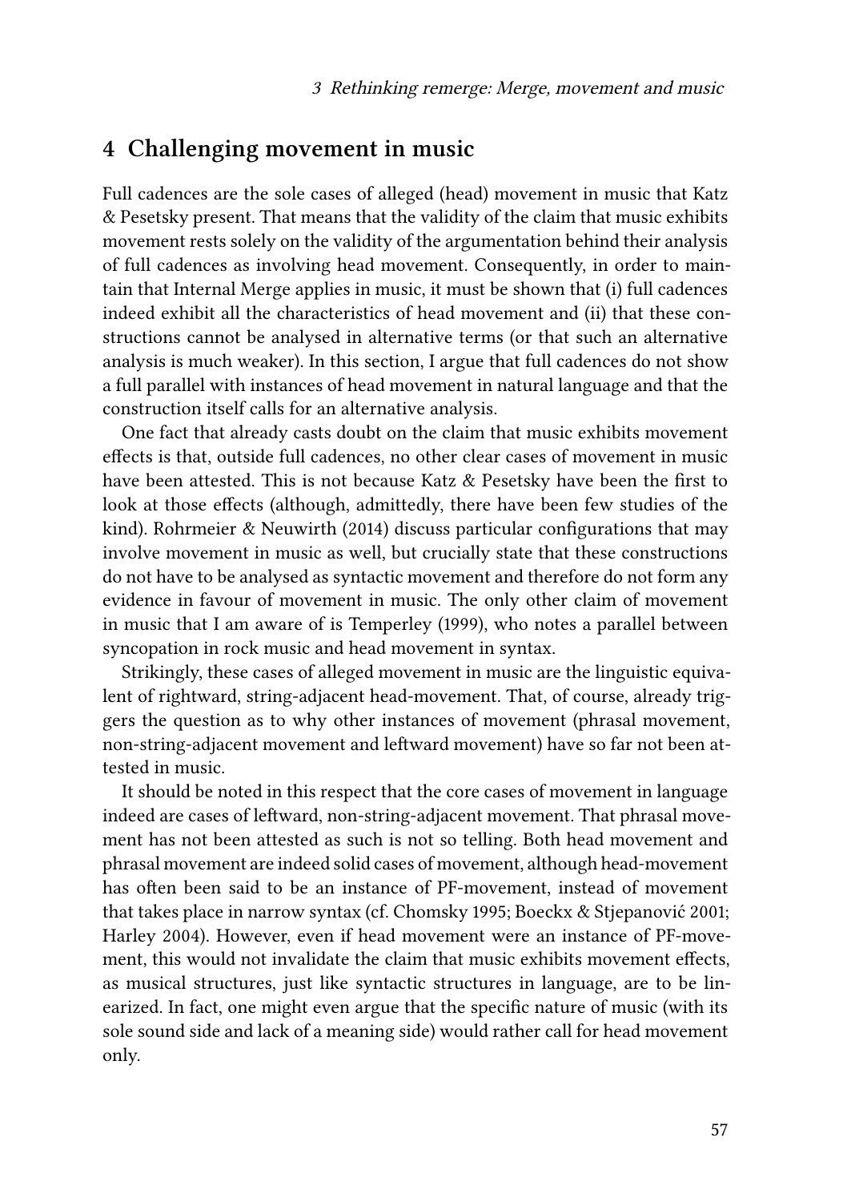## 4 Challenging movement in music

Full cadences are the sole cases of alleged (head) movement in music that Katz & Pesetsky present. That means that the validity of the claim that music exhibits movement rests solely on the validity of the argumentation behind their analysis of full cadences as involving head movement. Consequently, in order to maintain that Internal Merge applies in music, it must be shown that (i) full cadences indeed exhibit all the characteristics of head movement and (ii) that these constructions cannot be analysed in alternative terms (or that such an alternative analysis is much weaker). In this section, I argue that full cadences do not show a full parallel with instances of head movement in natural language and that the construction itself calls for an alternative analysis.

One fact that already casts doubt on the claim that music exhibits movement effects is that, outside full cadences, no other clear cases of movement in music have been attested. This is not because Katz & Pesetsky have been the first to look at those effects (although, admittedly, there have been few studies of the kind). Rohrmeier & Neuwirth (2014) discuss particular configurations that may involve movement in music as well, but crucially state that these constructions do not have to be analysed as syntactic movement and therefore do not form any evidence in favour of movement in music. The only other claim of movement in music that I am aware of is Temperley (1999), who notes a parallel between syncopation in rock music and head movement in syntax.

Strikingly, these cases of alleged movement in music are the linguistic equivalent of rightward, string-adjacent head-movement. That, of course, already triggers the question as to why other instances of movement (phrasal movement, non-string-adjacent movement and leftward movement) have so far not been attested in music.

It should be noted in this respect that the core cases of movement in language indeed are cases of leftward, non-string-adjacent movement. That phrasal movement has not been attested as such is not so telling. Both head movement and phrasal movement are indeed solid cases of movement, although head-movement has often been said to be an instance of PF-movement, instead of movement that takes place in narrow syntax (cf. Chomsky 1995; Boeckx & Stjepanović 2001; Harley 2004). However, even if head movement were an instance of PF-movement, this would not invalidate the claim that music exhibits movement effects, as musical structures, just like syntactic structures in language, are to be linearized. In fact, one might even argue that the specific nature of music (with its sole sound side and lack of a meaning side) would rather call for head movement only.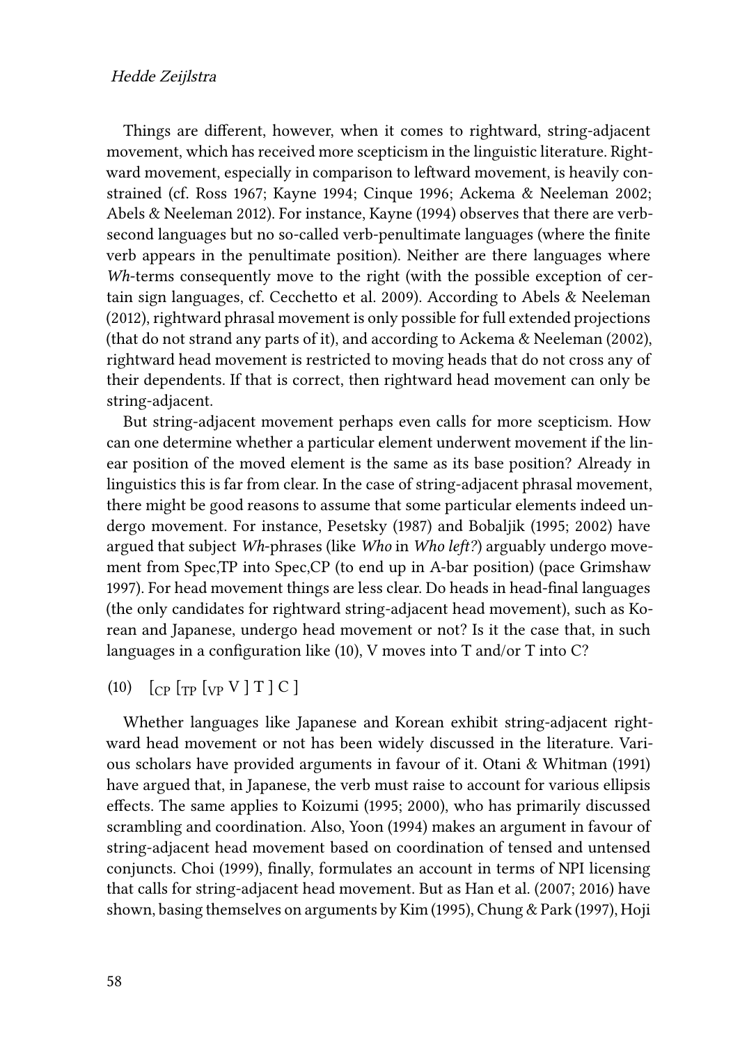Things are different, however, when it comes to rightward, string-adjacent movement, which has received more scepticism in the linguistic literature. Rightward movement, especially in comparison to leftward movement, is heavily constrained (cf. Ross 1967; Kayne 1994; Cinque 1996; Ackema & Neeleman 2002; Abels & Neeleman 2012). For instance, Kayne (1994) observes that there are verb-second languages but no so-called verb-penultimate languages (where the finite verb appears in the penultimate position). Neither are there languages where *Wh*-terms consequently move to the right (with the possible exception of certain sign languages, cf. Cecchetto et al. 2009). According to Abels & Neeleman (2012), rightward phrasal movement is only possible for full extended projections (that do not strand any parts of it), and according to Ackema & Neeleman (2002), rightward head movement is restricted to moving heads that do not cross any of their dependents. If that is correct, then rightward head movement can only be string-adjacent.

But string-adjacent movement perhaps even calls for more scepticism. How can one determine whether a particular element underwent movement if the linear position of the moved element is the same as its base position? Already in linguistics this is far from clear. In the case of string-adjacent phrasal movement, there might be good reasons to assume that some particular elements indeed undergo movement. For instance, Pesetsky (1987) and Bobaljik (1995; 2002) have argued that subject *Wh*-phrases (like *Who* in *Who left?*) arguably undergo movement from Spec,TP into Spec,CP (to end up in A-bar position) (pace Grimshaw 1997). For head movement things are less clear. Do heads in head-final languages (the only candidates for rightward string-adjacent head movement), such as Korean and Japanese, undergo head movement or not? Is it the case that, in such languages in a configuration like (10), V moves into T and/or T into C?

(10) $[_{\text{CP}}\ [_{\text{TP}}\ [_{\text{VP}}\ \text{V}\ ]\ \text{T}\ ]\ \text{C}\ ]$

Whether languages like Japanese and Korean exhibit string-adjacent rightward head movement or not has been widely discussed in the literature. Various scholars have provided arguments in favour of it. Otani & Whitman (1991) have argued that, in Japanese, the verb must raise to account for various ellipsis effects. The same applies to Koizumi (1995; 2000), who has primarily discussed scrambling and coordination. Also, Yoon (1994) makes an argument in favour of string-adjacent head movement based on coordination of tensed and untensed conjuncts. Choi (1999), finally, formulates an account in terms of NPI licensing that calls for string-adjacent head movement. But as Han et al. (2007; 2016) have shown, basing themselves on arguments by Kim (1995), Chung & Park (1997), Hoji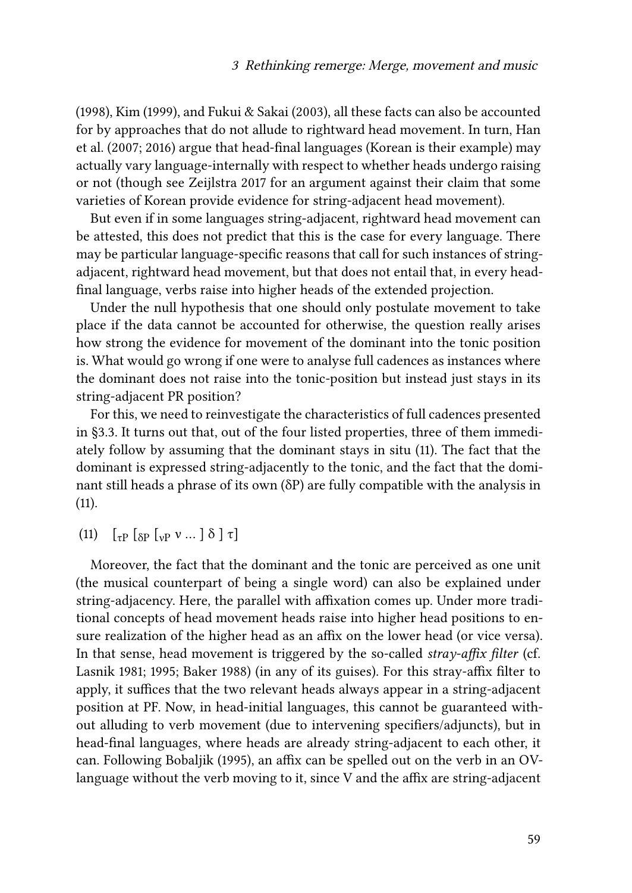(1998), Kim (1999), and Fukui & Sakai (2003), all these facts can also be accounted for by approaches that do not allude to rightward head movement. In turn, Han et al. (2007; 2016) argue that head-final languages (Korean is their example) may actually vary language-internally with respect to whether heads undergo raising or not (though see Zeijlstra 2017 for an argument against their claim that some varieties of Korean provide evidence for string-adjacent head movement).

But even if in some languages string-adjacent, rightward head movement can be attested, this does not predict that this is the case for every language. There may be particular language-specific reasons that call for such instances of string-adjacent, rightward head movement, but that does not entail that, in every head-final language, verbs raise into higher heads of the extended projection.

Under the null hypothesis that one should only postulate movement to take place if the data cannot be accounted for otherwise, the question really arises how strong the evidence for movement of the dominant into the tonic position is. What would go wrong if one were to analyse full cadences as instances where the dominant does not raise into the tonic-position but instead just stays in its string-adjacent PR position?

For this, we need to reinvestigate the characteristics of full cadences presented in §3.3. It turns out that, out of the four listed properties, three of them immediately follow by assuming that the dominant stays in situ (11). The fact that the dominant is expressed string-adjacently to the tonic, and the fact that the dominant still heads a phrase of its own (δP) are fully compatible with the analysis in (11).

(11) $[_{\tau P}\ [_{\delta P}\ [_{\nu P}\ \nu\ \ldots\ ]\ \delta\ ]\ \tau]$

Moreover, the fact that the dominant and the tonic are perceived as one unit (the musical counterpart of being a single word) can also be explained under string-adjacency. Here, the parallel with affixation comes up. Under more traditional concepts of head movement heads raise into higher head positions to ensure realization of the higher head as an affix on the lower head (or vice versa). In that sense, head movement is triggered by the so-called *stray-affix filter* (cf. Lasnik 1981; 1995; Baker 1988) (in any of its guises). For this stray-affix filter to apply, it suffices that the two relevant heads always appear in a string-adjacent position at PF. Now, in head-initial languages, this cannot be guaranteed without alluding to verb movement (due to intervening specifiers/adjuncts), but in head-final languages, where heads are already string-adjacent to each other, it can. Following Bobaljik (1995), an affix can be spelled out on the verb in an OV-language without the verb moving to it, since V and the affix are string-adjacent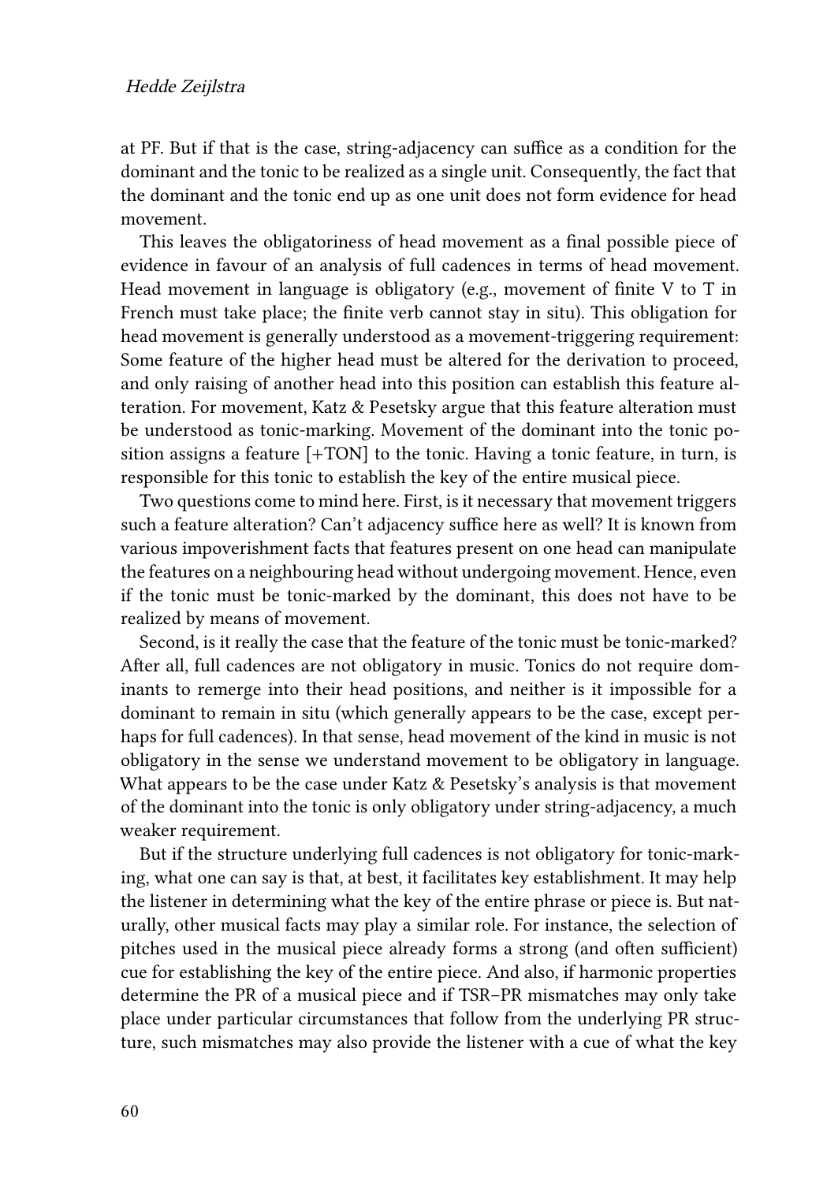at PF. But if that is the case, string-adjacency can suffice as a condition for the dominant and the tonic to be realized as a single unit. Consequently, the fact that the dominant and the tonic end up as one unit does not form evidence for head movement.

This leaves the obligatoriness of head movement as a final possible piece of evidence in favour of an analysis of full cadences in terms of head movement. Head movement in language is obligatory (e.g., movement of finite V to T in French must take place; the finite verb cannot stay in situ). This obligation for head movement is generally understood as a movement-triggering requirement: Some feature of the higher head must be altered for the derivation to proceed, and only raising of another head into this position can establish this feature alteration. For movement, Katz & Pesetsky argue that this feature alteration must be understood as tonic-marking. Movement of the dominant into the tonic position assigns a feature [+TON] to the tonic. Having a tonic feature, in turn, is responsible for this tonic to establish the key of the entire musical piece.

Two questions come to mind here. First, is it necessary that movement triggers such a feature alteration? Can't adjacency suffice here as well? It is known from various impoverishment facts that features present on one head can manipulate the features on a neighbouring head without undergoing movement. Hence, even if the tonic must be tonic-marked by the dominant, this does not have to be realized by means of movement.

Second, is it really the case that the feature of the tonic must be tonic-marked? After all, full cadences are not obligatory in music. Tonics do not require dominants to remerge into their head positions, and neither is it impossible for a dominant to remain in situ (which generally appears to be the case, except perhaps for full cadences). In that sense, head movement of the kind in music is not obligatory in the sense we understand movement to be obligatory in language. What appears to be the case under Katz & Pesetsky's analysis is that movement of the dominant into the tonic is only obligatory under string-adjacency, a much weaker requirement.

But if the structure underlying full cadences is not obligatory for tonic-marking, what one can say is that, at best, it facilitates key establishment. It may help the listener in determining what the key of the entire phrase or piece is. But naturally, other musical facts may play a similar role. For instance, the selection of pitches used in the musical piece already forms a strong (and often sufficient) cue for establishing the key of the entire piece. And also, if harmonic properties determine the PR of a musical piece and if TSR–PR mismatches may only take place under particular circumstances that follow from the underlying PR structure, such mismatches may also provide the listener with a cue of what the key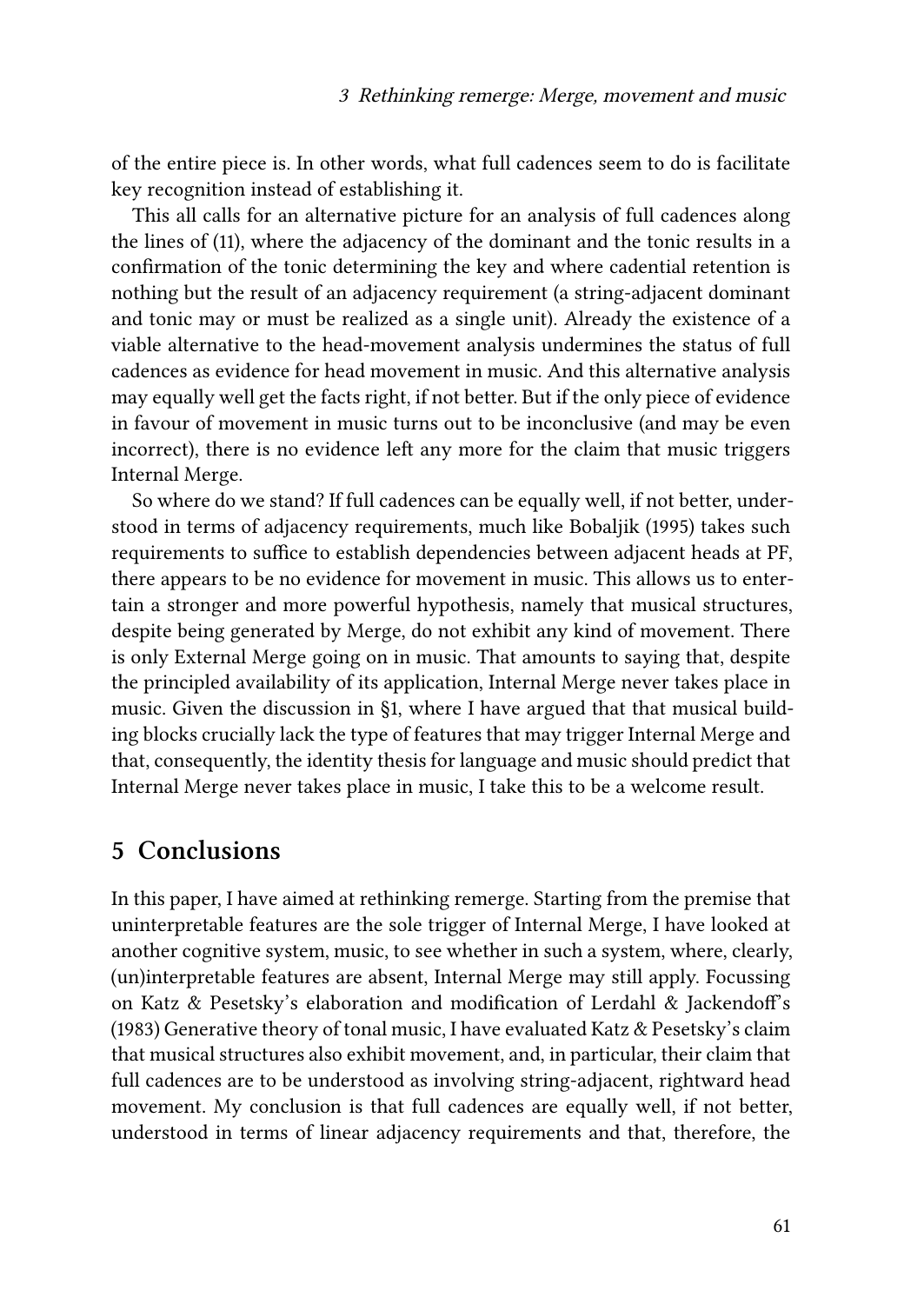of the entire piece is. In other words, what full cadences seem to do is facilitate key recognition instead of establishing it.

This all calls for an alternative picture for an analysis of full cadences along the lines of (11), where the adjacency of the dominant and the tonic results in a confirmation of the tonic determining the key and where cadential retention is nothing but the result of an adjacency requirement (a string-adjacent dominant and tonic may or must be realized as a single unit). Already the existence of a viable alternative to the head-movement analysis undermines the status of full cadences as evidence for head movement in music. And this alternative analysis may equally well get the facts right, if not better. But if the only piece of evidence in favour of movement in music turns out to be inconclusive (and may be even incorrect), there is no evidence left any more for the claim that music triggers Internal Merge.

So where do we stand? If full cadences can be equally well, if not better, understood in terms of adjacency requirements, much like Bobaljik (1995) takes such requirements to suffice to establish dependencies between adjacent heads at PF, there appears to be no evidence for movement in music. This allows us to entertain a stronger and more powerful hypothesis, namely that musical structures, despite being generated by Merge, do not exhibit any kind of movement. There is only External Merge going on in music. That amounts to saying that, despite the principled availability of its application, Internal Merge never takes place in music. Given the discussion in §1, where I have argued that that musical building blocks crucially lack the type of features that may trigger Internal Merge and that, consequently, the identity thesis for language and music should predict that Internal Merge never takes place in music, I take this to be a welcome result.

## 5 Conclusions

In this paper, I have aimed at rethinking remerge. Starting from the premise that uninterpretable features are the sole trigger of Internal Merge, I have looked at another cognitive system, music, to see whether in such a system, where, clearly, (un)interpretable features are absent, Internal Merge may still apply. Focussing on Katz & Pesetsky's elaboration and modification of Lerdahl & Jackendoff's (1983) Generative theory of tonal music, I have evaluated Katz & Pesetsky's claim that musical structures also exhibit movement, and, in particular, their claim that full cadences are to be understood as involving string-adjacent, rightward head movement. My conclusion is that full cadences are equally well, if not better, understood in terms of linear adjacency requirements and that, therefore, the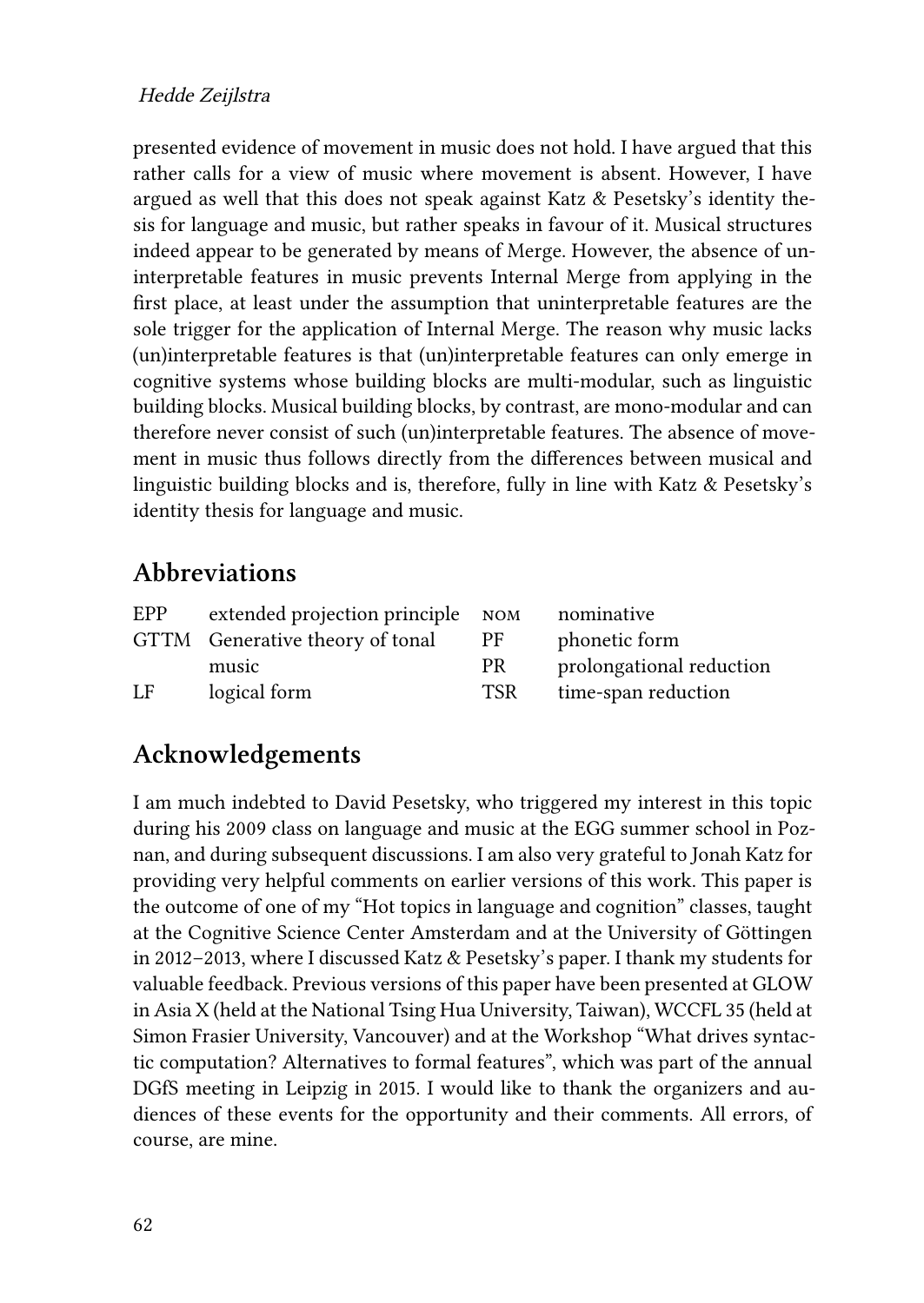presented evidence of movement in music does not hold. I have argued that this rather calls for a view of music where movement is absent. However, I have argued as well that this does not speak against Katz & Pesetsky's identity thesis for language and music, but rather speaks in favour of it. Musical structures indeed appear to be generated by means of Merge. However, the absence of uninterpretable features in music prevents Internal Merge from applying in the first place, at least under the assumption that uninterpretable features are the sole trigger for the application of Internal Merge. The reason why music lacks (un)interpretable features is that (un)interpretable features can only emerge in cognitive systems whose building blocks are multi-modular, such as linguistic building blocks. Musical building blocks, by contrast, are mono-modular and can therefore never consist of such (un)interpretable features. The absence of movement in music thus follows directly from the differences between musical and linguistic building blocks and is, therefore, fully in line with Katz & Pesetsky's identity thesis for language and music.

## Abbreviations

| | | | |
|---|---|---|---|
| EPP | extended projection principle | NOM | nominative |
| GTTM | Generative theory of tonal music | PF | phonetic form |
| | | PR | prolongational reduction |
| LF | logical form | TSR | time-span reduction |

## Acknowledgements

I am much indebted to David Pesetsky, who triggered my interest in this topic during his 2009 class on language and music at the EGG summer school in Poznan, and during subsequent discussions. I am also very grateful to Jonah Katz for providing very helpful comments on earlier versions of this work. This paper is the outcome of one of my "Hot topics in language and cognition" classes, taught at the Cognitive Science Center Amsterdam and at the University of Göttingen in 2012–2013, where I discussed Katz & Pesetsky's paper. I thank my students for valuable feedback. Previous versions of this paper have been presented at GLOW in Asia X (held at the National Tsing Hua University, Taiwan), WCCFL 35 (held at Simon Frasier University, Vancouver) and at the Workshop "What drives syntactic computation? Alternatives to formal features", which was part of the annual DGfS meeting in Leipzig in 2015. I would like to thank the organizers and audiences of these events for the opportunity and their comments. All errors, of course, are mine.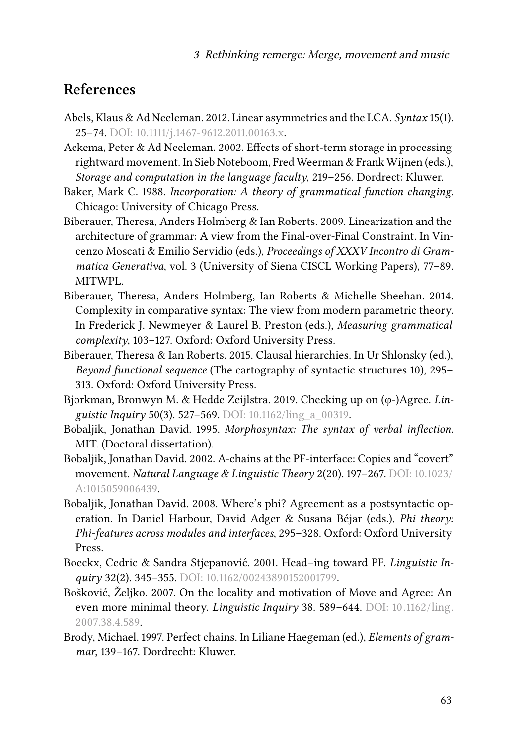## References

Abels, Klaus & Ad Neeleman. 2012. Linear asymmetries and the LCA. *Syntax* 15(1). 25–74. DOI: 10.1111/j.1467-9612.2011.00163.x.

Ackema, Peter & Ad Neeleman. 2002. Effects of short-term storage in processing rightward movement. In Sieb Noteboom, Fred Weerman & Frank Wijnen (eds.), *Storage and computation in the language faculty*, 219–256. Dordrect: Kluwer.

Baker, Mark C. 1988. *Incorporation: A theory of grammatical function changing*. Chicago: University of Chicago Press.

Biberauer, Theresa, Anders Holmberg & Ian Roberts. 2009. Linearization and the architecture of grammar: A view from the Final-over-Final Constraint. In Vincenzo Moscati & Emilio Servidio (eds.), *Proceedings of XXXV Incontro di Grammatica Generativa*, vol. 3 (University of Siena CISCL Working Papers), 77–89. MITWPL.

Biberauer, Theresa, Anders Holmberg, Ian Roberts & Michelle Sheehan. 2014. Complexity in comparative syntax: The view from modern parametric theory. In Frederick J. Newmeyer & Laurel B. Preston (eds.), *Measuring grammatical complexity*, 103–127. Oxford: Oxford University Press.

Biberauer, Theresa & Ian Roberts. 2015. Clausal hierarchies. In Ur Shlonsky (ed.), *Beyond functional sequence* (The cartography of syntactic structures 10), 295–313. Oxford: Oxford University Press.

Bjorkman, Bronwyn M. & Hedde Zeijlstra. 2019. Checking up on (φ-)Agree. *Linguistic Inquiry* 50(3). 527–569. DOI: 10.1162/ling_a_00319.

Bobaljik, Jonathan David. 1995. *Morphosyntax: The syntax of verbal inflection*. MIT. (Doctoral dissertation).

Bobaljik, Jonathan David. 2002. A-chains at the PF-interface: Copies and "covert" movement. *Natural Language & Linguistic Theory* 2(20). 197–267. DOI: 10.1023/A:1015059006439.

Bobaljik, Jonathan David. 2008. Where's phi? Agreement as a postsyntactic operation. In Daniel Harbour, David Adger & Susana Béjar (eds.), *Phi theory: Phi-features across modules and interfaces*, 295–328. Oxford: Oxford University Press.

Boeckx, Cedric & Sandra Stjepanović. 2001. Head–ing toward PF. *Linguistic Inquiry* 32(2). 345–355. DOI: 10.1162/00243890152001799.

Bošković, Željko. 2007. On the locality and motivation of Move and Agree: An even more minimal theory. *Linguistic Inquiry* 38. 589–644. DOI: 10.1162/ling.2007.38.4.589.

Brody, Michael. 1997. Perfect chains. In Liliane Haegeman (ed.), *Elements of grammar*, 139–167. Dordrecht: Kluwer.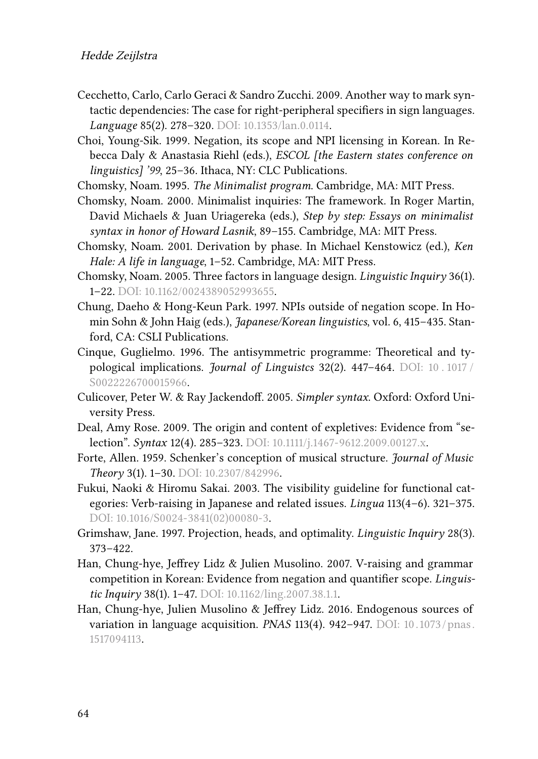Cecchetto, Carlo, Carlo Geraci & Sandro Zucchi. 2009. Another way to mark syntactic dependencies: The case for right-peripheral specifiers in sign languages. *Language* 85(2). 278–320. DOI: 10.1353/lan.0.0114.

Choi, Young-Sik. 1999. Negation, its scope and NPI licensing in Korean. In Rebecca Daly & Anastasia Riehl (eds.), *ESCOL [the Eastern states conference on linguistics] '99*, 25–36. Ithaca, NY: CLC Publications.

Chomsky, Noam. 1995. *The Minimalist program*. Cambridge, MA: MIT Press.

Chomsky, Noam. 2000. Minimalist inquiries: The framework. In Roger Martin, David Michaels & Juan Uriagereka (eds.), *Step by step: Essays on minimalist syntax in honor of Howard Lasnik*, 89–155. Cambridge, MA: MIT Press.

Chomsky, Noam. 2001. Derivation by phase. In Michael Kenstowicz (ed.), *Ken Hale: A life in language*, 1–52. Cambridge, MA: MIT Press.

Chomsky, Noam. 2005. Three factors in language design. *Linguistic Inquiry* 36(1). 1–22. DOI: 10.1162/0024389052993655.

Chung, Daeho & Hong-Keun Park. 1997. NPIs outside of negation scope. In Homin Sohn & John Haig (eds.), *Japanese/Korean linguistics*, vol. 6, 415–435. Stanford, CA: CSLI Publications.

Cinque, Guglielmo. 1996. The antisymmetric programme: Theoretical and typological implications. *Journal of Linguistcs* 32(2). 447–464. DOI: 10.1017/S0022226700015966.

Culicover, Peter W. & Ray Jackendoff. 2005. *Simpler syntax*. Oxford: Oxford University Press.

Deal, Amy Rose. 2009. The origin and content of expletives: Evidence from "selection". *Syntax* 12(4). 285–323. DOI: 10.1111/j.1467-9612.2009.00127.x.

Forte, Allen. 1959. Schenker's conception of musical structure. *Journal of Music Theory* 3(1). 1–30. DOI: 10.2307/842996.

Fukui, Naoki & Hiromu Sakai. 2003. The visibility guideline for functional categories: Verb-raising in Japanese and related issues. *Lingua* 113(4–6). 321–375. DOI: 10.1016/S0024-3841(02)00080-3.

Grimshaw, Jane. 1997. Projection, heads, and optimality. *Linguistic Inquiry* 28(3). 373–422.

Han, Chung-hye, Jeffrey Lidz & Julien Musolino. 2007. V-raising and grammar competition in Korean: Evidence from negation and quantifier scope. *Linguistic Inquiry* 38(1). 1–47. DOI: 10.1162/ling.2007.38.1.1.

Han, Chung-hye, Julien Musolino & Jeffrey Lidz. 2016. Endogenous sources of variation in language acquisition. *PNAS* 113(4). 942–947. DOI: 10.1073/pnas.1517094113.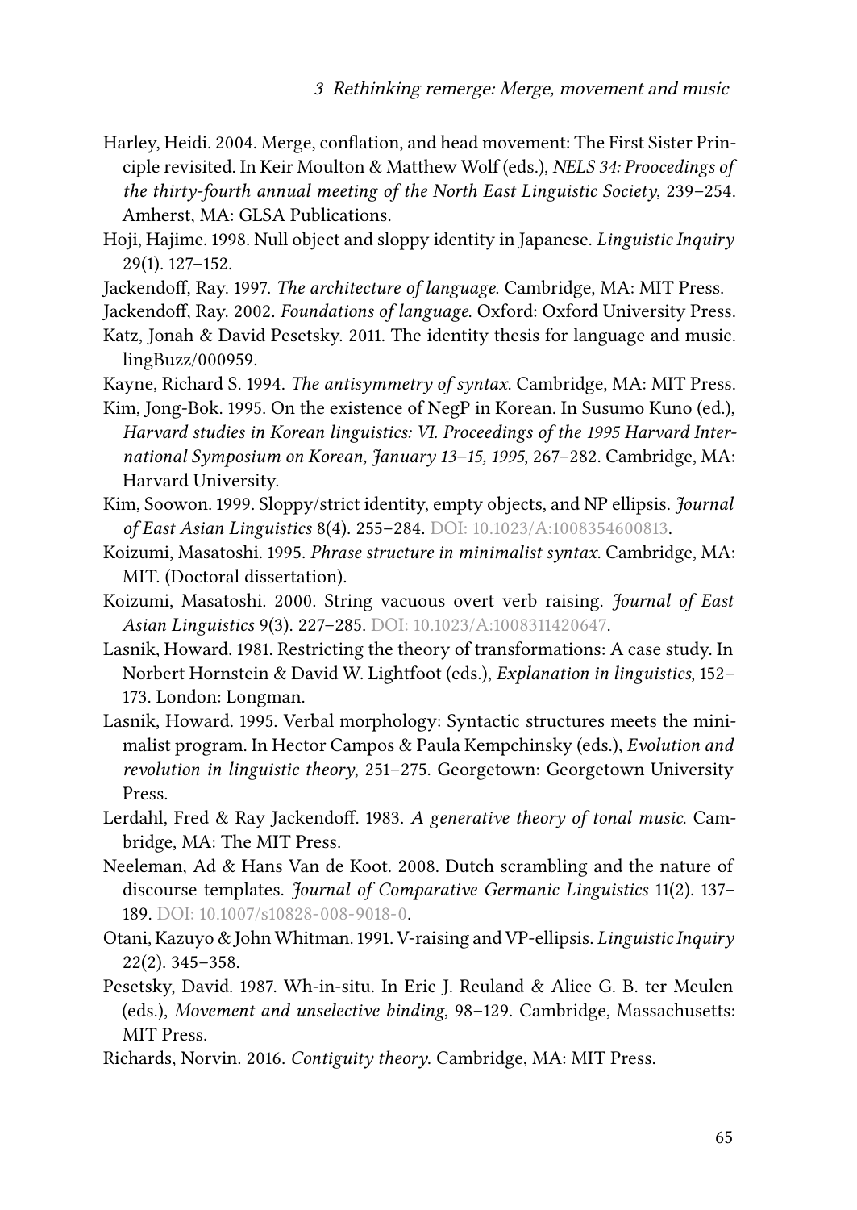Harley, Heidi. 2004. Merge, conflation, and head movement: The First Sister Principle revisited. In Keir Moulton & Matthew Wolf (eds.), *NELS 34: Proocedings of the thirty-fourth annual meeting of the North East Linguistic Society*, 239–254. Amherst, MA: GLSA Publications.

Hoji, Hajime. 1998. Null object and sloppy identity in Japanese. *Linguistic Inquiry* 29(1). 127–152.

Jackendoff, Ray. 1997. *The architecture of language*. Cambridge, MA: MIT Press.

Jackendoff, Ray. 2002. *Foundations of language*. Oxford: Oxford University Press.

Katz, Jonah & David Pesetsky. 2011. The identity thesis for language and music. lingBuzz/000959.

Kayne, Richard S. 1994. *The antisymmetry of syntax*. Cambridge, MA: MIT Press.

Kim, Jong-Bok. 1995. On the existence of NegP in Korean. In Susumo Kuno (ed.), *Harvard studies in Korean linguistics: VI. Proceedings of the 1995 Harvard International Symposium on Korean, January 13–15, 1995*, 267–282. Cambridge, MA: Harvard University.

Kim, Soowon. 1999. Sloppy/strict identity, empty objects, and NP ellipsis. *Journal of East Asian Linguistics* 8(4). 255–284. DOI: 10.1023/A:1008354600813.

Koizumi, Masatoshi. 1995. *Phrase structure in minimalist syntax*. Cambridge, MA: MIT. (Doctoral dissertation).

Koizumi, Masatoshi. 2000. String vacuous overt verb raising. *Journal of East Asian Linguistics* 9(3). 227–285. DOI: 10.1023/A:1008311420647.

Lasnik, Howard. 1981. Restricting the theory of transformations: A case study. In Norbert Hornstein & David W. Lightfoot (eds.), *Explanation in linguistics*, 152–173. London: Longman.

Lasnik, Howard. 1995. Verbal morphology: Syntactic structures meets the minimalist program. In Hector Campos & Paula Kempchinsky (eds.), *Evolution and revolution in linguistic theory*, 251–275. Georgetown: Georgetown University Press.

Lerdahl, Fred & Ray Jackendoff. 1983. *A generative theory of tonal music*. Cambridge, MA: The MIT Press.

Neeleman, Ad & Hans Van de Koot. 2008. Dutch scrambling and the nature of discourse templates. *Journal of Comparative Germanic Linguistics* 11(2). 137–189. DOI: 10.1007/s10828-008-9018-0.

Otani, Kazuyo & John Whitman. 1991. V-raising and VP-ellipsis. *Linguistic Inquiry* 22(2). 345–358.

Pesetsky, David. 1987. Wh-in-situ. In Eric J. Reuland & Alice G. B. ter Meulen (eds.), *Movement and unselective binding*, 98–129. Cambridge, Massachusetts: MIT Press.

Richards, Norvin. 2016. *Contiguity theory*. Cambridge, MA: MIT Press.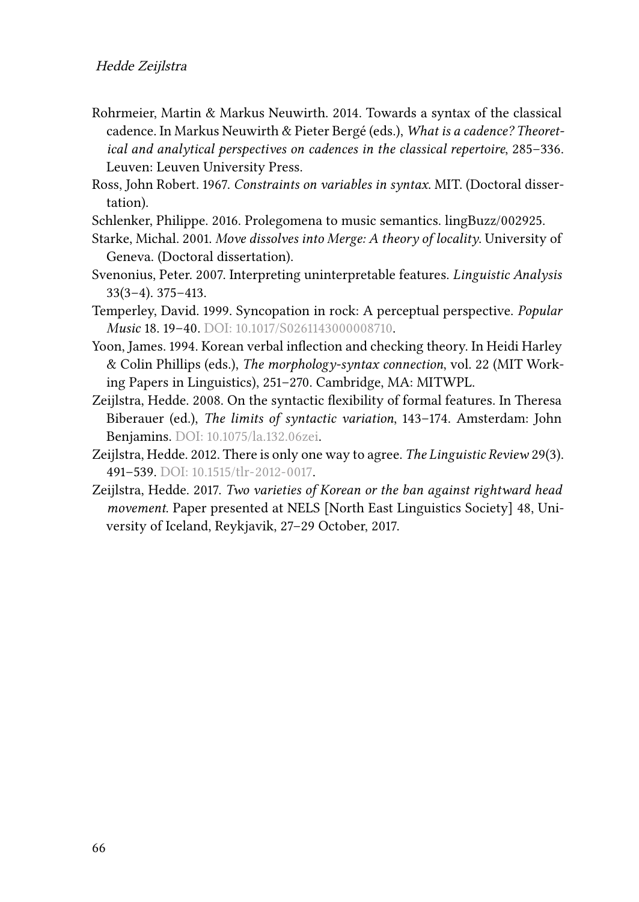Rohrmeier, Martin & Markus Neuwirth. 2014. Towards a syntax of the classical cadence. In Markus Neuwirth & Pieter Bergé (eds.), *What is a cadence? Theoretical and analytical perspectives on cadences in the classical repertoire*, 285–336. Leuven: Leuven University Press.

Ross, John Robert. 1967. *Constraints on variables in syntax*. MIT. (Doctoral dissertation).

Schlenker, Philippe. 2016. Prolegomena to music semantics. lingBuzz/002925.

Starke, Michal. 2001. *Move dissolves into Merge: A theory of locality*. University of Geneva. (Doctoral dissertation).

Svenonius, Peter. 2007. Interpreting uninterpretable features. *Linguistic Analysis* 33(3–4). 375–413.

Temperley, David. 1999. Syncopation in rock: A perceptual perspective. *Popular Music* 18. 19–40. DOI: 10.1017/S0261143000008710.

Yoon, James. 1994. Korean verbal inflection and checking theory. In Heidi Harley & Colin Phillips (eds.), *The morphology-syntax connection*, vol. 22 (MIT Working Papers in Linguistics), 251–270. Cambridge, MA: MITWPL.

Zeijlstra, Hedde. 2008. On the syntactic flexibility of formal features. In Theresa Biberauer (ed.), *The limits of syntactic variation*, 143–174. Amsterdam: John Benjamins. DOI: 10.1075/la.132.06zei.

Zeijlstra, Hedde. 2012. There is only one way to agree. *The Linguistic Review* 29(3). 491–539. DOI: 10.1515/tlr-2012-0017.

Zeijlstra, Hedde. 2017. *Two varieties of Korean or the ban against rightward head movement*. Paper presented at NELS [North East Linguistics Society] 48, University of Iceland, Reykjavik, 27–29 October, 2017.